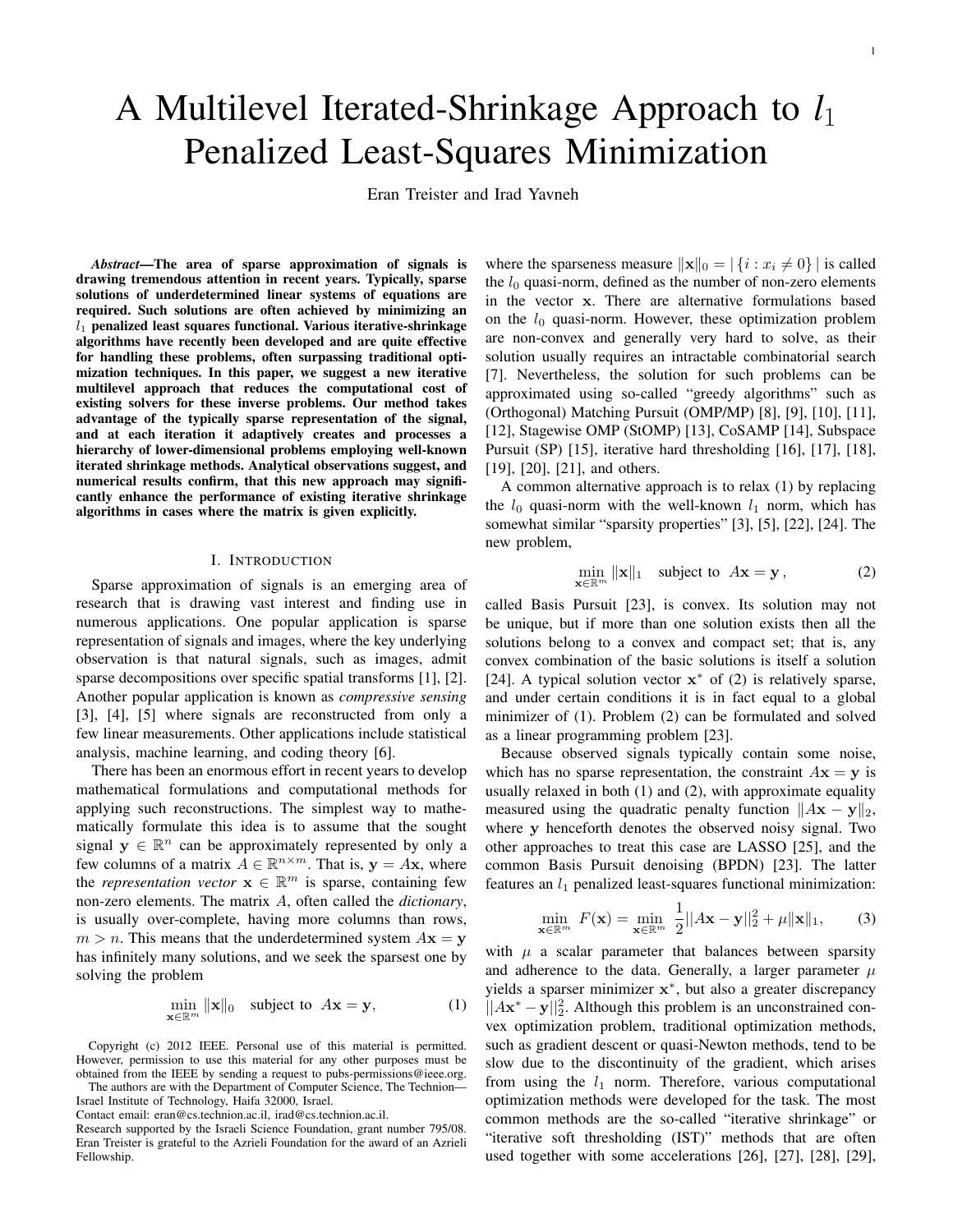# A Multilevel Iterated-Shrinkage Approach to $l_1$ Penalized Least-Squares Minimization

Eran Treister and Irad Yavneh

***Abstract*—The area of sparse approximation of signals is drawing tremendous attention in recent years. Typically, sparse solutions of underdetermined linear systems of equations are required. Such solutions are often achieved by minimizing an $l_1$ penalized least squares functional. Various iterative-shrinkage algorithms have recently been developed and are quite effective for handling these problems, often surpassing traditional optimization techniques. In this paper, we suggest a new iterative multilevel approach that reduces the computational cost of existing solvers for these inverse problems. Our method takes advantage of the typically sparse representation of the signal, and at each iteration it adaptively creates and processes a hierarchy of lower-dimensional problems employing well-known iterated shrinkage methods. Analytical observations suggest, and numerical results confirm, that this new approach may significantly enhance the performance of existing iterative shrinkage algorithms in cases where the matrix is given explicitly.**

## I. Introduction

Sparse approximation of signals is an emerging area of research that is drawing vast interest and finding use in numerous applications. One popular application is sparse representation of signals and images, where the key underlying observation is that natural signals, such as images, admit sparse decompositions over specific spatial transforms [1], [2]. Another popular application is known as *compressive sensing* [3], [4], [5] where signals are reconstructed from only a few linear measurements. Other applications include statistical analysis, machine learning, and coding theory [6].

There has been an enormous effort in recent years to develop mathematical formulations and computational methods for applying such reconstructions. The simplest way to mathematically formulate this idea is to assume that the sought signal $\mathbf{y} \in \mathbb{R}^n$ can be approximately represented by only a few columns of a matrix $A \in \mathbb{R}^{n\times m}$. That is, $\mathbf{y} = A\mathbf{x}$, where the *representation vector* $\mathbf{x} \in \mathbb{R}^m$ is sparse, containing few non-zero elements. The matrix $A$, often called the *dictionary*, is usually over-complete, having more columns than rows, $m > n$. This means that the underdetermined system $A\mathbf{x} = \mathbf{y}$ has infinitely many solutions, and we seek the sparsest one by solving the problem

$$\min_{\mathbf{x}\in\mathbb{R}^m} \|\mathbf{x}\|_0 \quad \text{subject to} \quad A\mathbf{x} = \mathbf{y}, \tag{1}$$

where the sparseness measure $\|\mathbf{x}\|_0 = |\{i : x_i \neq 0\}|$ is called the $l_0$ quasi-norm, defined as the number of non-zero elements in the vector $\mathbf{x}$. There are alternative formulations based on the $l_0$ quasi-norm. However, these optimization problem are non-convex and generally very hard to solve, as their solution usually requires an intractable combinatorial search [7]. Nevertheless, the solution for such problems can be approximated using so-called "greedy algorithms" such as (Orthogonal) Matching Pursuit (OMP/MP) [8], [9], [10], [11], [12], Stagewise OMP (StOMP) [13], CoSAMP [14], Subspace Pursuit (SP) [15], iterative hard thresholding [16], [17], [18], [19], [20], [21], and others.

A common alternative approach is to relax (1) by replacing the $l_0$ quasi-norm with the well-known $l_1$ norm, which has somewhat similar "sparsity properties" [3], [5], [22], [24]. The new problem,

$$\min_{\mathbf{x}\in\mathbb{R}^m} \|\mathbf{x}\|_1 \quad \text{subject to} \quad A\mathbf{x} = \mathbf{y}\,, \tag{2}$$

called Basis Pursuit [23], is convex. Its solution may not be unique, but if more than one solution exists then all the solutions belong to a convex and compact set; that is, any convex combination of the basic solutions is itself a solution [24]. A typical solution vector $\mathbf{x}^*$ of (2) is relatively sparse, and under certain conditions it is in fact equal to a global minimizer of (1). Problem (2) can be formulated and solved as a linear programming problem [23].

Because observed signals typically contain some noise, which has no sparse representation, the constraint $A\mathbf{x} = \mathbf{y}$ is usually relaxed in both (1) and (2), with approximate equality measured using the quadratic penalty function $\|A\mathbf{x} - \mathbf{y}\|_2$, where $\mathbf{y}$ henceforth denotes the observed noisy signal. Two other approaches to treat this case are LASSO [25], and the common Basis Pursuit denoising (BPDN) [23]. The latter features an $l_1$ penalized least-squares functional minimization:

$$\min_{\mathbf{x}\in\mathbb{R}^m} F(\mathbf{x}) = \min_{\mathbf{x}\in\mathbb{R}^m} \frac{1}{2}||A\mathbf{x} - \mathbf{y}||_2^2 + \mu\|\mathbf{x}\|_1, \tag{3}$$

with $\mu$ a scalar parameter that balances between sparsity and adherence to the data. Generally, a larger parameter $\mu$ yields a sparser minimizer $\mathbf{x}^*$, but also a greater discrepancy $||A\mathbf{x}^* - \mathbf{y}||_2^2$. Although this problem is an unconstrained convex optimization problem, traditional optimization methods, such as gradient descent or quasi-Newton methods, tend to be slow due to the discontinuity of the gradient, which arises from using the $l_1$ norm. Therefore, various computational optimization methods were developed for the task. The most common methods are the so-called "iterative shrinkage" or "iterative soft thresholding (IST)" methods that are often used together with some accelerations [26], [27], [28], [29],

Copyright (c) 2012 IEEE. Personal use of this material is permitted. However, permission to use this material for any other purposes must be obtained from the IEEE by sending a request to pubs-permissions@ieee.org.

The authors are with the Department of Computer Science, The Technion—Israel Institute of Technology, Haifa 32000, Israel.

Contact email: eran@cs.technion.ac.il, irad@cs.technion.ac.il.

Research supported by the Israeli Science Foundation, grant number 795/08. Eran Treister is grateful to the Azrieli Foundation for the award of an Azrieli Fellowship.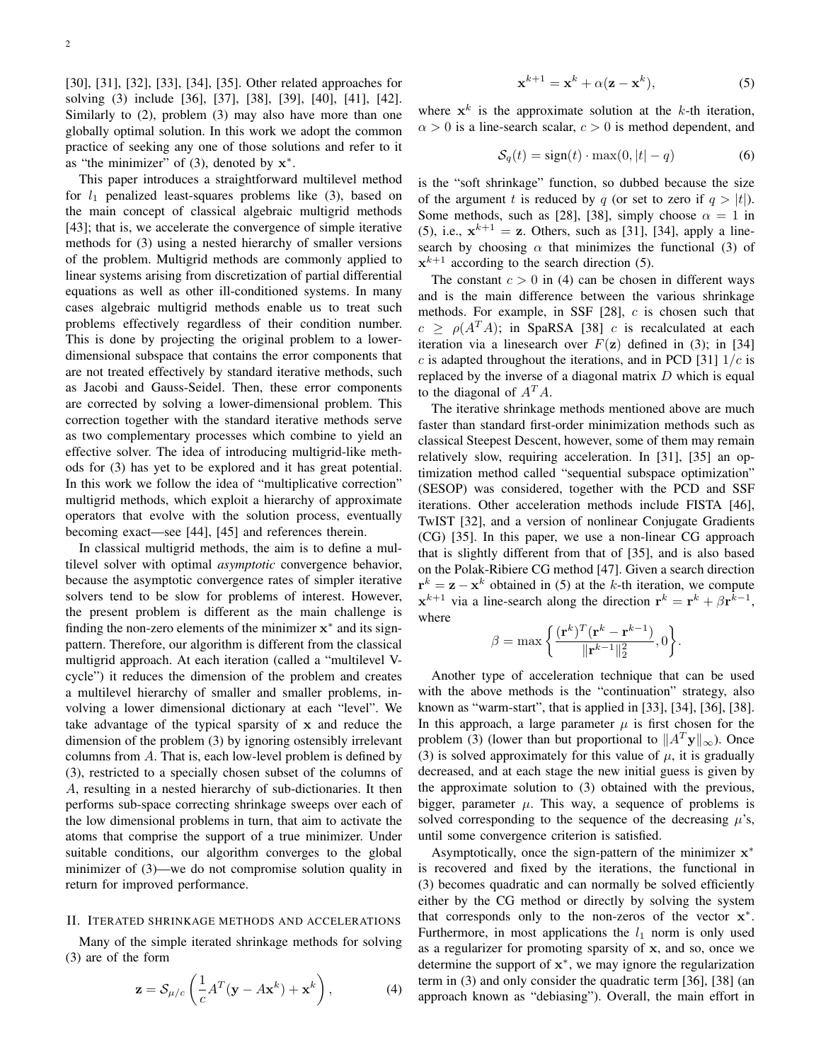[30], [31], [32], [33], [34], [35]. Other related approaches for solving (3) include [36], [37], [38], [39], [40], [41], [42]. Similarly to (2), problem (3) may also have more than one globally optimal solution. In this work we adopt the common practice of seeking any one of those solutions and refer to it as "the minimizer" of (3), denoted by $\mathbf{x}^*$.

This paper introduces a straightforward multilevel method for $l_1$ penalized least-squares problems like (3), based on the main concept of classical algebraic multigrid methods [43]; that is, we accelerate the convergence of simple iterative methods for (3) using a nested hierarchy of smaller versions of the problem. Multigrid methods are commonly applied to linear systems arising from discretization of partial differential equations as well as other ill-conditioned systems. In many cases algebraic multigrid methods enable us to treat such problems effectively regardless of their condition number. This is done by projecting the original problem to a lower-dimensional subspace that contains the error components that are not treated effectively by standard iterative methods, such as Jacobi and Gauss-Seidel. Then, these error components are corrected by solving a lower-dimensional problem. This correction together with the standard iterative methods serve as two complementary processes which combine to yield an effective solver. The idea of introducing multigrid-like methods for (3) has yet to be explored and it has great potential. In this work we follow the idea of "multiplicative correction" multigrid methods, which exploit a hierarchy of approximate operators that evolve with the solution process, eventually becoming exact—see [44], [45] and references therein.

In classical multigrid methods, the aim is to define a multilevel solver with optimal *asymptotic* convergence behavior, because the asymptotic convergence rates of simpler iterative solvers tend to be slow for problems of interest. However, the present problem is different as the main challenge is finding the non-zero elements of the minimizer $\mathbf{x}^*$ and its sign-pattern. Therefore, our algorithm is different from the classical multigrid approach. At each iteration (called a "multilevel V-cycle") it reduces the dimension of the problem and creates a multilevel hierarchy of smaller and smaller problems, involving a lower dimensional dictionary at each "level". We take advantage of the typical sparsity of $\mathbf{x}$ and reduce the dimension of the problem (3) by ignoring ostensibly irrelevant columns from $A$. That is, each low-level problem is defined by (3), restricted to a specially chosen subset of the columns of $A$, resulting in a nested hierarchy of sub-dictionaries. It then performs sub-space correcting shrinkage sweeps over each of the low dimensional problems in turn, that aim to activate the atoms that comprise the support of a true minimizer. Under suitable conditions, our algorithm converges to the global minimizer of (3)—we do not compromise solution quality in return for improved performance.

## II. Iterated shrinkage methods and accelerations

Many of the simple iterated shrinkage methods for solving (3) are of the form

$$\mathbf{z} = \mathcal{S}_{\mu/c}\left(\frac{1}{c}A^T(\mathbf{y} - A\mathbf{x}^k) + \mathbf{x}^k\right), \tag{4}$$

$$\mathbf{x}^{k+1} = \mathbf{x}^k + \alpha(\mathbf{z} - \mathbf{x}^k), \tag{5}$$

where $\mathbf{x}^k$ is the approximate solution at the $k$-th iteration, $\alpha > 0$ is a line-search scalar, $c > 0$ is method dependent, and

$$\mathcal{S}_q(t) = \text{sign}(t) \cdot \max(0, |t| - q) \tag{6}$$

is the "soft shrinkage" function, so dubbed because the size of the argument $t$ is reduced by $q$ (or set to zero if $q > |t|$). Some methods, such as [28], [38], simply choose $\alpha = 1$ in (5), i.e., $\mathbf{x}^{k+1} = \mathbf{z}$. Others, such as [31], [34], apply a line-search by choosing $\alpha$ that minimizes the functional (3) of $\mathbf{x}^{k+1}$ according to the search direction (5).

The constant $c > 0$ in (4) can be chosen in different ways and is the main difference between the various shrinkage methods. For example, in SSF [28], $c$ is chosen such that $c \geq \rho(A^TA)$; in SpaRSA [38] $c$ is recalculated at each iteration via a linesearch over $F(\mathbf{z})$ defined in (3); in [34] $c$ is adapted throughout the iterations, and in PCD [31] $1/c$ is replaced by the inverse of a diagonal matrix $D$ which is equal to the diagonal of $A^TA$.

The iterative shrinkage methods mentioned above are much faster than standard first-order minimization methods such as classical Steepest Descent, however, some of them may remain relatively slow, requiring acceleration. In [31], [35] an optimization method called "sequential subspace optimization" (SESOP) was considered, together with the PCD and SSF iterations. Other acceleration methods include FISTA [46], TwIST [32], and a version of nonlinear Conjugate Gradients (CG) [35]. In this paper, we use a non-linear CG approach that is slightly different from that of [35], and is also based on the Polak-Ribiere CG method [47]. Given a search direction $\mathbf{r}^k = \mathbf{z} - \mathbf{x}^k$ obtained in (5) at the $k$-th iteration, we compute $\mathbf{x}^{k+1}$ via a line-search along the direction $\mathbf{r}^k = \mathbf{r}^k + \beta\mathbf{r}^{k-1}$, where

$$\beta = \max\left\{\frac{(\mathbf{r}^k)^T(\mathbf{r}^k - \mathbf{r}^{k-1})}{\|\mathbf{r}^{k-1}\|_2^2}, 0\right\}.$$

Another type of acceleration technique that can be used with the above methods is the "continuation" strategy, also known as "warm-start", that is applied in [33], [34], [36], [38]. In this approach, a large parameter $\mu$ is first chosen for the problem (3) (lower than but proportional to $\|A^T\mathbf{y}\|_\infty$). Once (3) is solved approximately for this value of $\mu$, it is gradually decreased, and at each stage the new initial guess is given by the approximate solution to (3) obtained with the previous, bigger, parameter $\mu$. This way, a sequence of problems is solved corresponding to the sequence of the decreasing $\mu$'s, until some convergence criterion is satisfied.

Asymptotically, once the sign-pattern of the minimizer $\mathbf{x}^*$ is recovered and fixed by the iterations, the functional in (3) becomes quadratic and can normally be solved efficiently either by the CG method or directly by solving the system that corresponds only to the non-zeros of the vector $\mathbf{x}^*$. Furthermore, in most applications the $l_1$ norm is only used as a regularizer for promoting sparsity of $\mathbf{x}$, and so, once we determine the support of $\mathbf{x}^*$, we may ignore the regularization term in (3) and only consider the quadratic term [36], [38] (an approach known as "debiasing"). Overall, the main effort in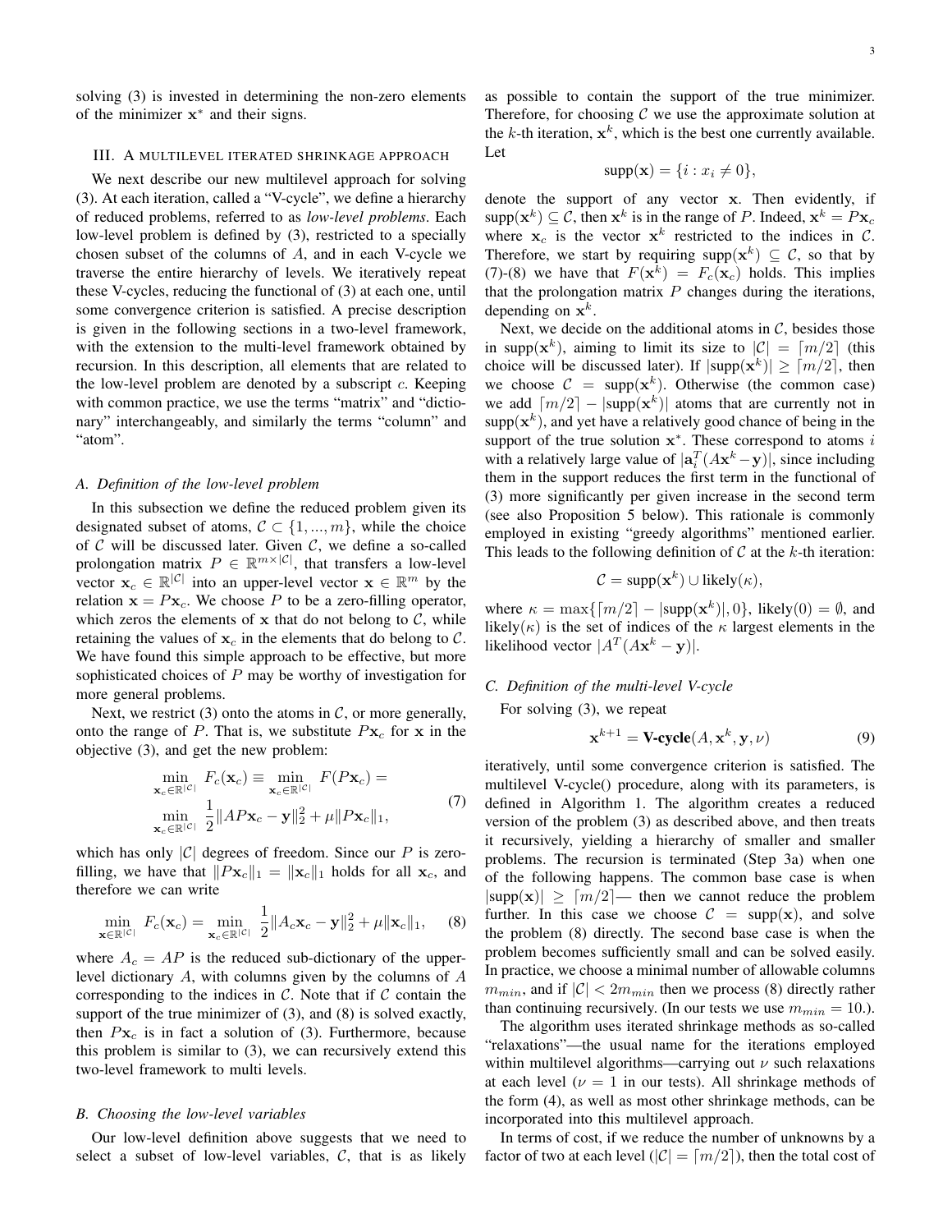solving (3) is invested in determining the non-zero elements of the minimizer $\mathbf{x}^*$ and their signs.

## III. A MULTILEVEL ITERATED SHRINKAGE APPROACH

We next describe our new multilevel approach for solving (3). At each iteration, called a "V-cycle", we define a hierarchy of reduced problems, referred to as *low-level problems*. Each low-level problem is defined by (3), restricted to a specially chosen subset of the columns of $A$, and in each V-cycle we traverse the entire hierarchy of levels. We iteratively repeat these V-cycles, reducing the functional of (3) at each one, until some convergence criterion is satisfied. A precise description is given in the following sections in a two-level framework, with the extension to the multi-level framework obtained by recursion. In this description, all elements that are related to the low-level problem are denoted by a subscript $c$. Keeping with common practice, we use the terms "matrix" and "dictionary" interchangeably, and similarly the terms "column" and "atom".

### A. Definition of the low-level problem

In this subsection we define the reduced problem given its designated subset of atoms, $\mathcal{C} \subset \{1, ..., m\}$, while the choice of $\mathcal{C}$ will be discussed later. Given $\mathcal{C}$, we define a so-called prolongation matrix $P \in \mathbb{R}^{m \times |\mathcal{C}|}$, that transfers a low-level vector $\mathbf{x}_c \in \mathbb{R}^{|\mathcal{C}|}$ into an upper-level vector $\mathbf{x} \in \mathbb{R}^m$ by the relation $\mathbf{x} = P\mathbf{x}_c$. We choose $P$ to be a zero-filling operator, which zeros the elements of $\mathbf{x}$ that do not belong to $\mathcal{C}$, while retaining the values of $\mathbf{x}_c$ in the elements that do belong to $\mathcal{C}$. We have found this simple approach to be effective, but more sophisticated choices of $P$ may be worthy of investigation for more general problems.

Next, we restrict (3) onto the atoms in $\mathcal{C}$, or more generally, onto the range of $P$. That is, we substitute $P\mathbf{x}_c$ for $\mathbf{x}$ in the objective (3), and get the new problem:

$$
\begin{aligned}
&\min_{\mathbf{x}_c \in \mathbb{R}^{|\mathcal{C}|}} F_c(\mathbf{x}_c) \equiv \min_{\mathbf{x}_c \in \mathbb{R}^{|\mathcal{C}|}} F(P\mathbf{x}_c) = \\
&\min_{\mathbf{x}_c \in \mathbb{R}^{|\mathcal{C}|}} \frac{1}{2}\|AP\mathbf{x}_c - \mathbf{y}\|_2^2 + \mu\|P\mathbf{x}_c\|_1,
\end{aligned} \tag{7}
$$

which has only $|\mathcal{C}|$ degrees of freedom. Since our $P$ is zero-filling, we have that $\|P\mathbf{x}_c\|_1 = \|\mathbf{x}_c\|_1$ holds for all $\mathbf{x}_c$, and therefore we can write

$$
\min_{\mathbf{x} \in \mathbb{R}^{|\mathcal{C}|}} F_c(\mathbf{x}_c) = \min_{\mathbf{x}_c \in \mathbb{R}^{|\mathcal{C}|}} \frac{1}{2}\|A_c\mathbf{x}_c - \mathbf{y}\|_2^2 + \mu\|\mathbf{x}_c\|_1, \tag{8}
$$

where $A_c = AP$ is the reduced sub-dictionary of the upper-level dictionary $A$, with columns given by the columns of $A$ corresponding to the indices in $\mathcal{C}$. Note that if $\mathcal{C}$ contain the support of the true minimizer of (3), and (8) is solved exactly, then $P\mathbf{x}_c$ is in fact a solution of (3). Furthermore, because this problem is similar to (3), we can recursively extend this two-level framework to multi levels.

### B. Choosing the low-level variables

Our low-level definition above suggests that we need to select a subset of low-level variables, $\mathcal{C}$, that is as likely as possible to contain the support of the true minimizer. Therefore, for choosing $\mathcal{C}$ we use the approximate solution at the $k$-th iteration, $\mathbf{x}^k$, which is the best one currently available. Let

$$
\text{supp}(\mathbf{x}) = \{i : x_i \neq 0\},
$$

denote the support of any vector $\mathbf{x}$. Then evidently, if $\text{supp}(\mathbf{x}^k) \subseteq \mathcal{C}$, then $\mathbf{x}^k$ is in the range of $P$. Indeed, $\mathbf{x}^k = P\mathbf{x}_c$ where $\mathbf{x}_c$ is the vector $\mathbf{x}^k$ restricted to the indices in $\mathcal{C}$. Therefore, we start by requiring $\text{supp}(\mathbf{x}^k) \subseteq \mathcal{C}$, so that by (7)-(8) we have that $F(\mathbf{x}^k) = F_c(\mathbf{x}_c)$ holds. This implies that the prolongation matrix $P$ changes during the iterations, depending on $\mathbf{x}^k$.

Next, we decide on the additional atoms in $\mathcal{C}$, besides those in $\text{supp}(\mathbf{x}^k)$, aiming to limit its size to $|\mathcal{C}| = \lceil m/2 \rceil$ (this choice will be discussed later). If $|\text{supp}(\mathbf{x}^k)| \geq \lceil m/2 \rceil$, then we choose $\mathcal{C} = \text{supp}(\mathbf{x}^k)$. Otherwise (the common case) we add $\lceil m/2 \rceil - |\text{supp}(\mathbf{x}^k)|$ atoms that are currently not in $\text{supp}(\mathbf{x}^k)$, and yet have a relatively good chance of being in the support of the true solution $\mathbf{x}^*$. These correspond to atoms $i$ with a relatively large value of $|\mathbf{a}_i^T(A\mathbf{x}^k - \mathbf{y})|$, since including them in the support reduces the first term in the functional of (3) more significantly per given increase in the second term (see also Proposition 5 below). This rationale is commonly employed in existing "greedy algorithms" mentioned earlier. This leads to the following definition of $\mathcal{C}$ at the $k$-th iteration:

$$
\mathcal{C} = \text{supp}(\mathbf{x}^k) \cup \text{likely}(\kappa),
$$

where $\kappa = \max\{\lceil m/2 \rceil - |\text{supp}(\mathbf{x}^k)|, 0\}$, $\text{likely}(0) = \emptyset$, and $\text{likely}(\kappa)$ is the set of indices of the $\kappa$ largest elements in the likelihood vector $|A^T(A\mathbf{x}^k - \mathbf{y})|$.

### C. Definition of the multi-level V-cycle

For solving (3), we repeat

$$
\mathbf{x}^{k+1} = \textbf{V-cycle}(A, \mathbf{x}^k, \mathbf{y}, \nu) \tag{9}
$$

iteratively, until some convergence criterion is satisfied. The multilevel V-cycle() procedure, along with its parameters, is defined in Algorithm 1. The algorithm creates a reduced version of the problem (3) as described above, and then treats it recursively, yielding a hierarchy of smaller and smaller problems. The recursion is terminated (Step 3a) when one of the following happens. The common base case is when $|\text{supp}(\mathbf{x})| \geq \lceil m/2 \rceil$— then we cannot reduce the problem further. In this case we choose $\mathcal{C} = \text{supp}(\mathbf{x})$, and solve the problem (8) directly. The second base case is when the problem becomes sufficiently small and can be solved easily. In practice, we choose a minimal number of allowable columns $m_{min}$, and if $|\mathcal{C}| < 2m_{min}$ then we process (8) directly rather than continuing recursively. (In our tests we use $m_{min} = 10$.).

The algorithm uses iterated shrinkage methods as so-called "relaxations"—the usual name for the iterations employed within multilevel algorithms—carrying out $\nu$ such relaxations at each level ($\nu = 1$ in our tests). All shrinkage methods of the form (4), as well as most other shrinkage methods, can be incorporated into this multilevel approach.

In terms of cost, if we reduce the number of unknowns by a factor of two at each level ($|\mathcal{C}| = \lceil m/2 \rceil$), then the total cost of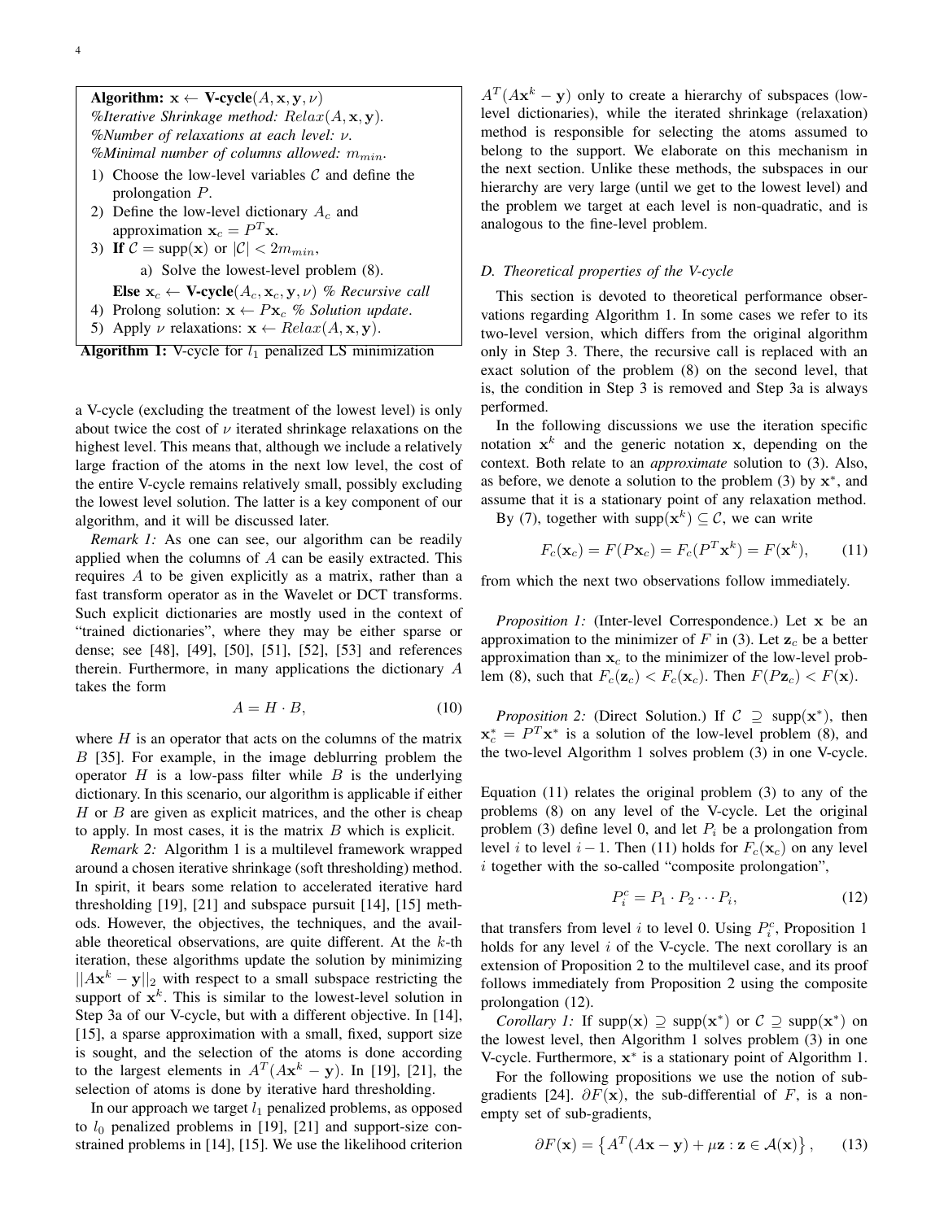**Algorithm:** $\mathbf{x} \leftarrow$ **V-cycle**$(A, \mathbf{x}, \mathbf{y}, \nu)$
*%Iterative Shrinkage method:* $Relax(A, \mathbf{x}, \mathbf{y})$.
*%Number of relaxations at each level:* $\nu$.
*%Minimal number of columns allowed:* $m_{min}$.

1) Choose the low-level variables $\mathcal{C}$ and define the prolongation $P$.
2) Define the low-level dictionary $A_c$ and approximation $\mathbf{x}_c = P^T\mathbf{x}$.
3) **If** $\mathcal{C} = \text{supp}(\mathbf{x})$ or $|\mathcal{C}| < 2m_{min}$,
   a) Solve the lowest-level problem (8).

   **Else** $\mathbf{x}_c \leftarrow$ **V-cycle**$(A_c, \mathbf{x}_c, \mathbf{y}, \nu)$ *% Recursive call*
4) Prolong solution: $\mathbf{x} \leftarrow P\mathbf{x}_c$ *% Solution update*.
5) Apply $\nu$ relaxations: $\mathbf{x} \leftarrow Relax(A, \mathbf{x}, \mathbf{y})$.

**Algorithm 1:** V-cycle for $l_1$ penalized LS minimization

a V-cycle (excluding the treatment of the lowest level) is only about twice the cost of $\nu$ iterated shrinkage relaxations on the highest level. This means that, although we include a relatively large fraction of the atoms in the next low level, the cost of the entire V-cycle remains relatively small, possibly excluding the lowest level solution. The latter is a key component of our algorithm, and it will be discussed later.

*Remark 1:* As one can see, our algorithm can be readily applied when the columns of $A$ can be easily extracted. This requires $A$ to be given explicitly as a matrix, rather than a fast transform operator as in the Wavelet or DCT transforms. Such explicit dictionaries are mostly used in the context of "trained dictionaries", where they may be either sparse or dense; see [48], [49], [50], [51], [52], [53] and references therein. Furthermore, in many applications the dictionary $A$ takes the form

$$A = H \cdot B, \tag{10}$$

where $H$ is an operator that acts on the columns of the matrix $B$ [35]. For example, in the image deblurring problem the operator $H$ is a low-pass filter while $B$ is the underlying dictionary. In this scenario, our algorithm is applicable if either $H$ or $B$ are given as explicit matrices, and the other is cheap to apply. In most cases, it is the matrix $B$ which is explicit.

*Remark 2:* Algorithm 1 is a multilevel framework wrapped around a chosen iterative shrinkage (soft thresholding) method. In spirit, it bears some relation to accelerated iterative hard thresholding [19], [21] and subspace pursuit [14], [15] methods. However, the objectives, the techniques, and the available theoretical observations, are quite different. At the $k$-th iteration, these algorithms update the solution by minimizing $||A\mathbf{x}^k - \mathbf{y}||_2$ with respect to a small subspace restricting the support of $\mathbf{x}^k$. This is similar to the lowest-level solution in Step 3a of our V-cycle, but with a different objective. In [14], [15], a sparse approximation with a small, fixed, support size is sought, and the selection of the atoms is done according to the largest elements in $A^T(A\mathbf{x}^k - \mathbf{y})$. In [19], [21], the selection of atoms is done by iterative hard thresholding.

In our approach we target $l_1$ penalized problems, as opposed to $l_0$ penalized problems in [19], [21] and support-size constrained problems in [14], [15]. We use the likelihood criterion $A^T(A\mathbf{x}^k - \mathbf{y})$ only to create a hierarchy of subspaces (low-level dictionaries), while the iterated shrinkage (relaxation) method is responsible for selecting the atoms assumed to belong to the support. We elaborate on this mechanism in the next section. Unlike these methods, the subspaces in our hierarchy are very large (until we get to the lowest level) and the problem we target at each level is non-quadratic, and is analogous to the fine-level problem.

### D. Theoretical properties of the V-cycle

This section is devoted to theoretical performance observations regarding Algorithm 1. In some cases we refer to its two-level version, which differs from the original algorithm only in Step 3. There, the recursive call is replaced with an exact solution of the problem (8) on the second level, that is, the condition in Step 3 is removed and Step 3a is always performed.

In the following discussions we use the iteration specific notation $\mathbf{x}^k$ and the generic notation $\mathbf{x}$, depending on the context. Both relate to an *approximate* solution to (3). Also, as before, we denote a solution to the problem (3) by $\mathbf{x}^*$, and assume that it is a stationary point of any relaxation method.

By (7), together with $\text{supp}(\mathbf{x}^k) \subseteq \mathcal{C}$, we can write

$$F_c(\mathbf{x}_c) = F(P\mathbf{x}_c) = F_c(P^T\mathbf{x}^k) = F(\mathbf{x}^k), \tag{11}$$

from which the next two observations follow immediately.

*Proposition 1:* (Inter-level Correspondence.) Let $\mathbf{x}$ be an approximation to the minimizer of $F$ in (3). Let $\mathbf{z}_c$ be a better approximation than $\mathbf{x}_c$ to the minimizer of the low-level problem (8), such that $F_c(\mathbf{z}_c) < F_c(\mathbf{x}_c)$. Then $F(P\mathbf{z}_c) < F(\mathbf{x})$.

*Proposition 2:* (Direct Solution.) If $\mathcal{C} \supseteq \text{supp}(\mathbf{x}^*)$, then $\mathbf{x}_c^* = P^T\mathbf{x}^*$ is a solution of the low-level problem (8), and the two-level Algorithm 1 solves problem (3) in one V-cycle.

Equation (11) relates the original problem (3) to any of the problems (8) on any level of the V-cycle. Let the original problem (3) define level 0, and let $P_i$ be a prolongation from level $i$ to level $i-1$. Then (11) holds for $F_c(\mathbf{x}_c)$ on any level $i$ together with the so-called "composite prolongation",

$$P_i^c = P_1 \cdot P_2 \cdots P_i, \tag{12}$$

that transfers from level $i$ to level 0. Using $P_i^c$, Proposition 1 holds for any level $i$ of the V-cycle. The next corollary is an extension of Proposition 2 to the multilevel case, and its proof follows immediately from Proposition 2 using the composite prolongation (12).

*Corollary 1:* If $\text{supp}(\mathbf{x}) \supseteq \text{supp}(\mathbf{x}^*)$ or $\mathcal{C} \supseteq \text{supp}(\mathbf{x}^*)$ on the lowest level, then Algorithm 1 solves problem (3) in one V-cycle. Furthermore, $\mathbf{x}^*$ is a stationary point of Algorithm 1.

For the following propositions we use the notion of subgradients [24]. $\partial F(\mathbf{x})$, the sub-differential of $F$, is a non-empty set of sub-gradients,

$$\partial F(\mathbf{x}) = \left\{ A^T(A\mathbf{x} - \mathbf{y}) + \mu\mathbf{z} : \mathbf{z} \in \mathcal{A}(\mathbf{x}) \right\}, \tag{13}$$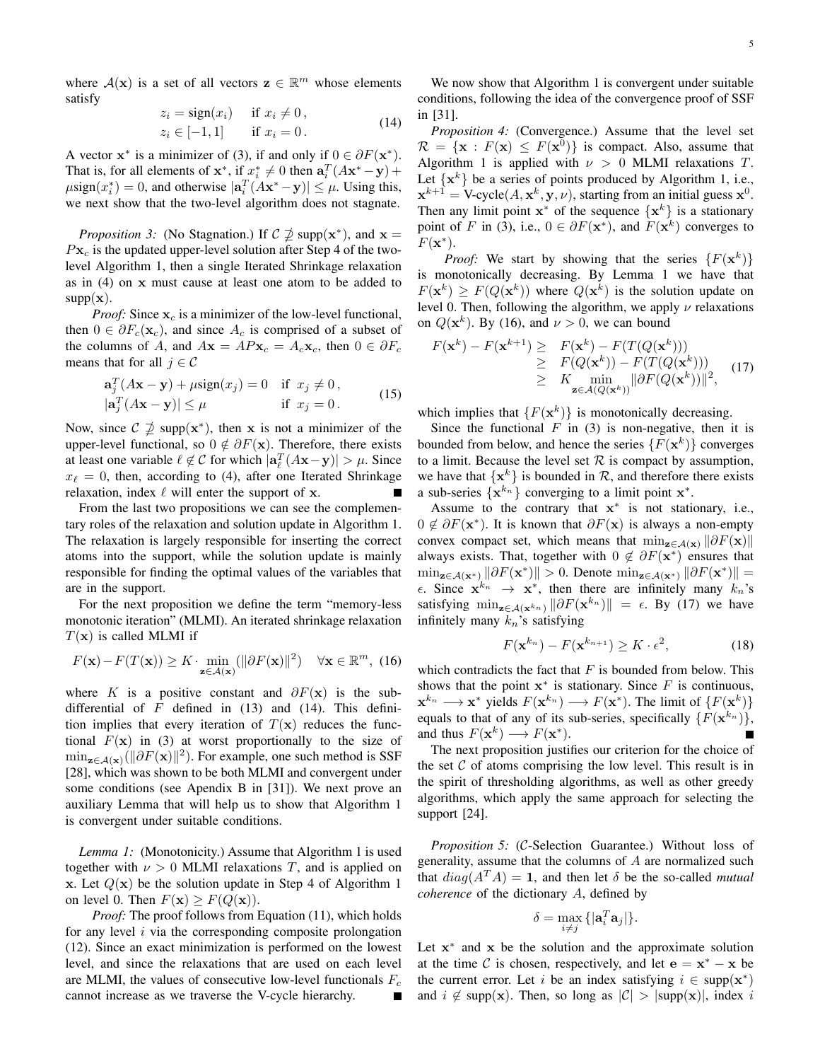where $\mathcal{A}(\mathbf{x})$ is a set of all vectors $\mathbf{z} \in \mathbb{R}^m$ whose elements satisfy

$$
\begin{aligned}
z_i &= \text{sign}(x_i) \quad && \text{if } x_i \neq 0\,, \\
z_i &\in [-1, 1] \quad && \text{if } x_i = 0\,.
\end{aligned} \tag{14}
$$

A vector $\mathbf{x}^*$ is a minimizer of (3), if and only if $0 \in \partial F(\mathbf{x}^*)$. That is, for all elements of $\mathbf{x}^*$, if $x_i^* \neq 0$ then $\mathbf{a}_i^T(A\mathbf{x}^* - \mathbf{y}) + \mu \text{sign}(x_i^*) = 0$, and otherwise $|\mathbf{a}_i^T(A\mathbf{x}^* - \mathbf{y})| \leq \mu$. Using this, we next show that the two-level algorithm does not stagnate.

*Proposition 3:* (No Stagnation.) If $\mathcal{C} \not\supseteq \text{supp}(\mathbf{x}^*)$, and $\mathbf{x} = P\mathbf{x}_c$ is the updated upper-level solution after Step 4 of the two-level Algorithm 1, then a single Iterated Shrinkage relaxation as in (4) on $\mathbf{x}$ must cause at least one atom to be added to $\text{supp}(\mathbf{x})$.

*Proof:* Since $\mathbf{x}_c$ is a minimizer of the low-level functional, then $0 \in \partial F_c(\mathbf{x}_c)$, and since $A_c$ is comprised of a subset of the columns of $A$, and $A\mathbf{x} = AP\mathbf{x}_c = A_c\mathbf{x}_c$, then $0 \in \partial F_c$ means that for all $j \in \mathcal{C}$

$$
\begin{aligned}
&\mathbf{a}_j^T(A\mathbf{x} - \mathbf{y}) + \mu \text{sign}(x_j) = 0 \quad && \text{if } x_j \neq 0\,, \\
&|\mathbf{a}_j^T(A\mathbf{x} - \mathbf{y})| \leq \mu \quad && \text{if } x_j = 0\,.
\end{aligned} \tag{15}
$$

Now, since $\mathcal{C} \not\supseteq \text{supp}(\mathbf{x}^*)$, then $\mathbf{x}$ is not a minimizer of the upper-level functional, so $0 \notin \partial F(\mathbf{x})$. Therefore, there exists at least one variable $\ell \notin \mathcal{C}$ for which $|\mathbf{a}_\ell^T(A\mathbf{x} - \mathbf{y})| > \mu$. Since $x_\ell = 0$, then, according to (4), after one Iterated Shrinkage relaxation, index $\ell$ will enter the support of $\mathbf{x}$. ∎

From the last two propositions we can see the complementary roles of the relaxation and solution update in Algorithm 1. The relaxation is largely responsible for inserting the correct atoms into the support, while the solution update is mainly responsible for finding the optimal values of the variables that are in the support.

For the next proposition we define the term "memory-less monotonic iteration" (MLMI). An iterated shrinkage relaxation $T(\mathbf{x})$ is called MLMI if

$$
F(\mathbf{x}) - F(T(\mathbf{x})) \geq K \cdot \min_{\mathbf{z} \in \mathcal{A}(\mathbf{x})} (\|\partial F(\mathbf{x})\|^2) \quad \forall \mathbf{x} \in \mathbb{R}^m, \tag{16}
$$

where $K$ is a positive constant and $\partial F(\mathbf{x})$ is the sub-differential of $F$ defined in (13) and (14). This definition implies that every iteration of $T(\mathbf{x})$ reduces the functional $F(\mathbf{x})$ in (3) at worst proportionally to the size of $\min_{\mathbf{z} \in \mathcal{A}(\mathbf{x})} (\|\partial F(\mathbf{x})\|^2)$. For example, one such method is SSF [28], which was shown to be both MLMI and convergent under some conditions (see Apendix B in [31]). We next prove an auxiliary Lemma that will help us to show that Algorithm 1 is convergent under suitable conditions.

*Lemma 1:* (Monotonicity.) Assume that Algorithm 1 is used together with $\nu > 0$ MLMI relaxations $T$, and is applied on $\mathbf{x}$. Let $Q(\mathbf{x})$ be the solution update in Step 4 of Algorithm 1 on level 0. Then $F(\mathbf{x}) \geq F(Q(\mathbf{x}))$.

*Proof:* The proof follows from Equation (11), which holds for any level $i$ via the corresponding composite prolongation (12). Since an exact minimization is performed on the lowest level, and since the relaxations that are used on each level are MLMI, the values of consecutive low-level functionals $F_c$ cannot increase as we traverse the V-cycle hierarchy. ∎

We now show that Algorithm 1 is convergent under suitable conditions, following the idea of the convergence proof of SSF in [31].

*Proposition 4:* (Convergence.) Assume that the level set $\mathcal{R} = \{\mathbf{x} : F(\mathbf{x}) \leq F(\mathbf{x}^0)\}$ is compact. Also, assume that Algorithm 1 is applied with $\nu > 0$ MLMI relaxations $T$. Let $\{\mathbf{x}^k\}$ be a series of points produced by Algorithm 1, i.e., $\mathbf{x}^{k+1} = \text{V-cycle}(A, \mathbf{x}^k, \mathbf{y}, \nu)$, starting from an initial guess $\mathbf{x}^0$. Then any limit point $\mathbf{x}^*$ of the sequence $\{\mathbf{x}^k\}$ is a stationary point of $F$ in (3), i.e., $0 \in \partial F(\mathbf{x}^*)$, and $F(\mathbf{x}^k)$ converges to $F(\mathbf{x}^*)$.

*Proof:* We start by showing that the series $\{F(\mathbf{x}^k)\}$ is monotonically decreasing. By Lemma 1 we have that $F(\mathbf{x}^k) \geq F(Q(\mathbf{x}^k))$ where $Q(\mathbf{x}^k)$ is the solution update on level 0. Then, following the algorithm, we apply $\nu$ relaxations on $Q(\mathbf{x}^k)$. By (16), and $\nu > 0$, we can bound

$$
\begin{aligned}
F(\mathbf{x}^k) - F(\mathbf{x}^{k+1}) \geq\; & F(\mathbf{x}^k) - F(T(Q(\mathbf{x}^k))) \\
\geq\; & F(Q(\mathbf{x}^k)) - F(T(Q(\mathbf{x}^k))) \\
\geq\; & K \min_{\mathbf{z} \in \mathcal{A}(Q(\mathbf{x}^k))} \|\partial F(Q(\mathbf{x}^k))\|^2,
\end{aligned} \tag{17}
$$

which implies that $\{F(\mathbf{x}^k)\}$ is monotonically decreasing.

Since the functional $F$ in (3) is non-negative, then it is bounded from below, and hence the series $\{F(\mathbf{x}^k)\}$ converges to a limit. Because the level set $\mathcal{R}$ is compact by assumption, we have that $\{\mathbf{x}^k\}$ is bounded in $\mathcal{R}$, and therefore there exists a sub-series $\{\mathbf{x}^{k_n}\}$ converging to a limit point $\mathbf{x}^*$.

Assume to the contrary that $\mathbf{x}^*$ is not stationary, i.e., $0 \notin \partial F(\mathbf{x}^*)$. It is known that $\partial F(\mathbf{x})$ is always a non-empty convex compact set, which means that $\min_{\mathbf{z} \in \mathcal{A}(\mathbf{x})} \|\partial F(\mathbf{x})\|$ always exists. That, together with $0 \notin \partial F(\mathbf{x}^*)$ ensures that $\min_{\mathbf{z} \in \mathcal{A}(\mathbf{x}^*)} \|\partial F(\mathbf{x}^*)\| > 0$. Denote $\min_{\mathbf{z} \in \mathcal{A}(\mathbf{x}^*)} \|\partial F(\mathbf{x}^*)\| = \epsilon$. Since $\mathbf{x}^{k_n} \to \mathbf{x}^*$, then there are infinitely many $k_n$'s satisfying $\min_{\mathbf{z} \in \mathcal{A}(\mathbf{x}^{k_n})} \|\partial F(\mathbf{x}^{k_n})\| = \epsilon$. By (17) we have infinitely many $k_n$'s satisfying

$$
F(\mathbf{x}^{k_n}) - F(\mathbf{x}^{k_n+1}) \geq K \cdot \epsilon^2, \tag{18}
$$

which contradicts the fact that $F$ is bounded from below. This shows that the point $\mathbf{x}^*$ is stationary. Since $F$ is continuous, $\mathbf{x}^{k_n} \longrightarrow \mathbf{x}^*$ yields $F(\mathbf{x}^{k_n}) \longrightarrow F(\mathbf{x}^*)$. The limit of $\{F(\mathbf{x}^k)\}$ equals to that of any of its sub-series, specifically $\{F(\mathbf{x}^{k_n})\}$, and thus $F(\mathbf{x}^k) \longrightarrow F(\mathbf{x}^*)$. ∎

The next proposition justifies our criterion for the choice of the set $\mathcal{C}$ of atoms comprising the low level. This result is in the spirit of thresholding algorithms, as well as other greedy algorithms, which apply the same approach for selecting the support [24].

*Proposition 5:* ($\mathcal{C}$-Selection Guarantee.) Without loss of generality, assume that the columns of $A$ are normalized such that $diag(A^TA) = \mathbf{1}$, and then let $\delta$ be the so-called *mutual coherence* of the dictionary $A$, defined by

$$
\delta = \max_{i \neq j} \{|\mathbf{a}_i^T \mathbf{a}_j|\}.
$$

Let $\mathbf{x}^*$ and $\mathbf{x}$ be the solution and the approximate solution at the time $\mathcal{C}$ is chosen, respectively, and let $\mathbf{e} = \mathbf{x}^* - \mathbf{x}$ be the current error. Let $i$ be an index satisfying $i \in \text{supp}(\mathbf{x}^*)$ and $i \notin \text{supp}(\mathbf{x})$. Then, so long as $|\mathcal{C}| > |\text{supp}(\mathbf{x})|$, index $i$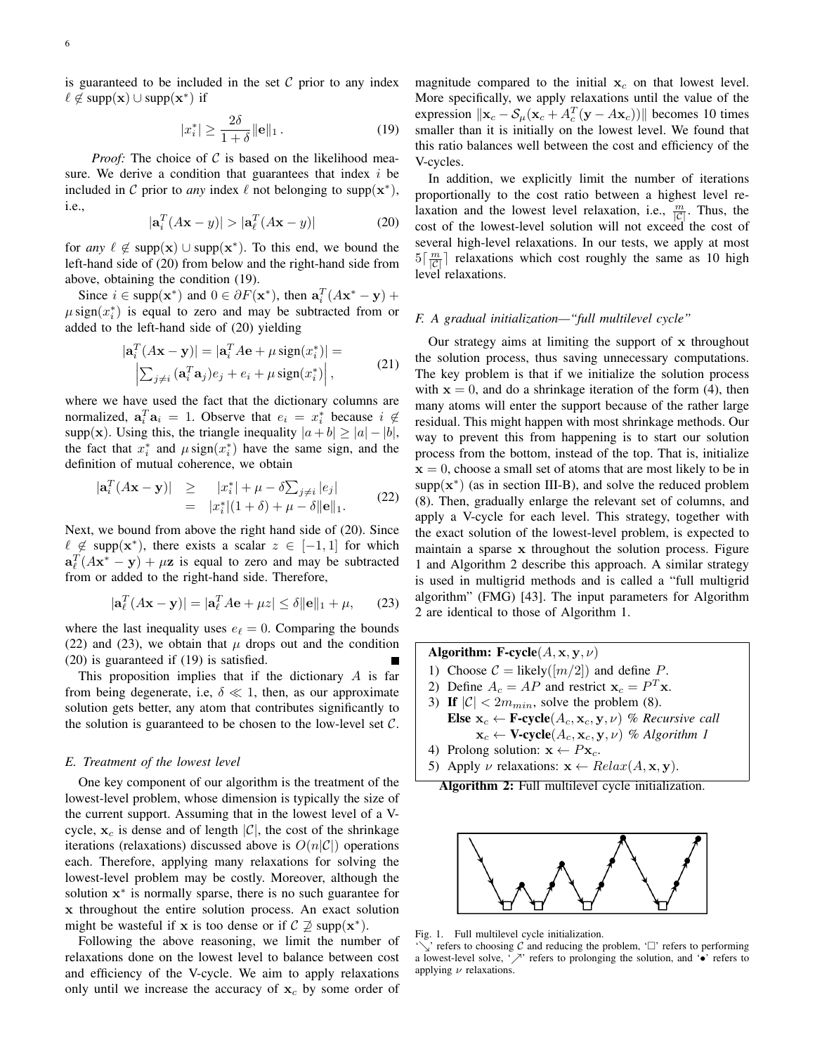is guaranteed to be included in the set $\mathcal{C}$ prior to any index $\ell \notin \text{supp}(\mathbf{x}) \cup \text{supp}(\mathbf{x}^*)$ if

$$|x_i^*| \geq \frac{2\delta}{1+\delta}\|\mathbf{e}\|_1 . \tag{19}$$

*Proof:* The choice of $\mathcal{C}$ is based on the likelihood measure. We derive a condition that guarantees that index $i$ be included in $\mathcal{C}$ prior to *any* index $\ell$ not belonging to $\text{supp}(\mathbf{x}^*)$, i.e.,

$$|\mathbf{a}_i^T(A\mathbf{x} - y)| > |\mathbf{a}_\ell^T(A\mathbf{x} - y)| \tag{20}$$

for *any* $\ell \notin \text{supp}(\mathbf{x}) \cup \text{supp}(\mathbf{x}^*)$. To this end, we bound the left-hand side of (20) from below and the right-hand side from above, obtaining the condition (19).

Since $i \in \text{supp}(\mathbf{x}^*)$ and $0 \in \partial F(\mathbf{x}^*)$, then $\mathbf{a}_i^T(A\mathbf{x}^* - \mathbf{y}) + \mu\,\text{sign}(x_i^*)$ is equal to zero and may be subtracted from or added to the left-hand side of (20) yielding

$$\begin{aligned} |\mathbf{a}_i^T(A\mathbf{x} - \mathbf{y})| &= |\mathbf{a}_i^T A\mathbf{e} + \mu\,\text{sign}(x_i^*)| = \\ &\left|\textstyle\sum_{j\neq i}(\mathbf{a}_i^T\mathbf{a}_j)e_j + e_i + \mu\,\text{sign}(x_i^*)\right|, \end{aligned} \tag{21}$$

where we have used the fact that the dictionary columns are normalized, $\mathbf{a}_i^T\mathbf{a}_i = 1$. Observe that $e_i = x_i^*$ because $i \notin \text{supp}(\mathbf{x})$. Using this, the triangle inequality $|a+b| \geq |a| - |b|$, the fact that $x_i^*$ and $\mu\,\text{sign}(x_i^*)$ have the same sign, and the definition of mutual coherence, we obtain

$$\begin{aligned} |\mathbf{a}_i^T(A\mathbf{x} - \mathbf{y})| &\geq |x_i^*| + \mu - \delta\textstyle\sum_{j\neq i}|e_j| \\ &= |x_i^*|(1+\delta) + \mu - \delta\|\mathbf{e}\|_1. \end{aligned} \tag{22}$$

Next, we bound from above the right hand side of (20). Since $\ell \notin \text{supp}(\mathbf{x}^*)$, there exists a scalar $z \in [-1, 1]$ for which $\mathbf{a}_\ell^T(A\mathbf{x}^* - \mathbf{y}) + \mu\mathbf{z}$ is equal to zero and may be subtracted from or added to the right-hand side. Therefore,

$$|\mathbf{a}_\ell^T(A\mathbf{x} - \mathbf{y})| = |\mathbf{a}_\ell^T A\mathbf{e} + \mu z| \leq \delta\|\mathbf{e}\|_1 + \mu, \tag{23}$$

where the last inequality uses $e_\ell = 0$. Comparing the bounds (22) and (23), we obtain that $\mu$ drops out and the condition (20) is guaranteed if (19) is satisfied. ∎

This proposition implies that if the dictionary $A$ is far from being degenerate, i.e, $\delta \ll 1$, then, as our approximate solution gets better, any atom that contributes significantly to the solution is guaranteed to be chosen to the low-level set $\mathcal{C}$.

### E. Treatment of the lowest level

One key component of our algorithm is the treatment of the lowest-level problem, whose dimension is typically the size of the current support. Assuming that in the lowest level of a V-cycle, $\mathbf{x}_c$ is dense and of length $|\mathcal{C}|$, the cost of the shrinkage iterations (relaxations) discussed above is $O(n|\mathcal{C}|)$ operations each. Therefore, applying many relaxations for solving the lowest-level problem may be costly. Moreover, although the solution $\mathbf{x}^*$ is normally sparse, there is no such guarantee for $\mathbf{x}$ throughout the entire solution process. An exact solution might be wasteful if $\mathbf{x}$ is too dense or if $\mathcal{C} \not\supseteq \text{supp}(\mathbf{x}^*)$.

Following the above reasoning, we limit the number of relaxations done on the lowest level to balance between cost and efficiency of the V-cycle. We aim to apply relaxations only until we increase the accuracy of $\mathbf{x}_c$ by some order of magnitude compared to the initial $\mathbf{x}_c$ on that lowest level. More specifically, we apply relaxations until the value of the expression $\|\mathbf{x}_c - \mathcal{S}_\mu(\mathbf{x}_c + A_c^T(\mathbf{y} - A\mathbf{x}_c))\|$ becomes 10 times smaller than it is initially on the lowest level. We found that this ratio balances well between the cost and efficiency of the V-cycles.

In addition, we explicitly limit the number of iterations proportionally to the cost ratio between a highest level relaxation and the lowest level relaxation, i.e., $\frac{m}{|\mathcal{C}|}$. Thus, the cost of the lowest-level solution will not exceed the cost of several high-level relaxations. In our tests, we apply at most $5\lceil\frac{m}{|\mathcal{C}|}\rceil$ relaxations which cost roughly the same as 10 high level relaxations.

### F. A gradual initialization—"full multilevel cycle"

Our strategy aims at limiting the support of $\mathbf{x}$ throughout the solution process, thus saving unnecessary computations. The key problem is that if we initialize the solution process with $\mathbf{x} = 0$, and do a shrinkage iteration of the form (4), then many atoms will enter the support because of the rather large residual. This might happen with most shrinkage methods. Our way to prevent this from happening is to start our solution process from the bottom, instead of the top. That is, initialize $\mathbf{x} = 0$, choose a small set of atoms that are most likely to be in $\text{supp}(\mathbf{x}^*)$ (as in section III-B), and solve the reduced problem (8). Then, gradually enlarge the relevant set of columns, and apply a V-cycle for each level. This strategy, together with the exact solution of the lowest-level problem, is expected to maintain a sparse $\mathbf{x}$ throughout the solution process. Figure 1 and Algorithm 2 describe this approach. A similar strategy is used in multigrid methods and is called a "full multigrid algorithm" (FMG) [43]. The input parameters for Algorithm 2 are identical to those of Algorithm 1.

**Algorithm: F-cycle**$(A, \mathbf{x}, \mathbf{y}, \nu)$

1) Choose $\mathcal{C} = \text{likely}(\lceil m/2 \rceil)$ and define $P$.
2) Define $A_c = AP$ and restrict $\mathbf{x}_c = P^T\mathbf{x}$.
3) **If** $|\mathcal{C}| < 2m_{min}$, solve the problem (8).
   **Else** $\mathbf{x}_c \leftarrow$ **F-cycle**$(A_c, \mathbf{x}_c, \mathbf{y}, \nu)$ *% Recursive call*
   $\mathbf{x}_c \leftarrow$ **V-cycle**$(A_c, \mathbf{x}_c, \mathbf{y}, \nu)$ *% Algorithm 1*
4) Prolong solution: $\mathbf{x} \leftarrow P\mathbf{x}_c$.
5) Apply $\nu$ relaxations: $\mathbf{x} \leftarrow Relax(A, \mathbf{x}, \mathbf{y})$.

**Algorithm 2:** Full multilevel cycle initialization.

Fig. 1. Full multilevel cycle initialization.
'↘' refers to choosing $\mathcal{C}$ and reducing the problem, '□' refers to performing a lowest-level solve, '↗' refers to prolonging the solution, and '•' refers to applying $\nu$ relaxations.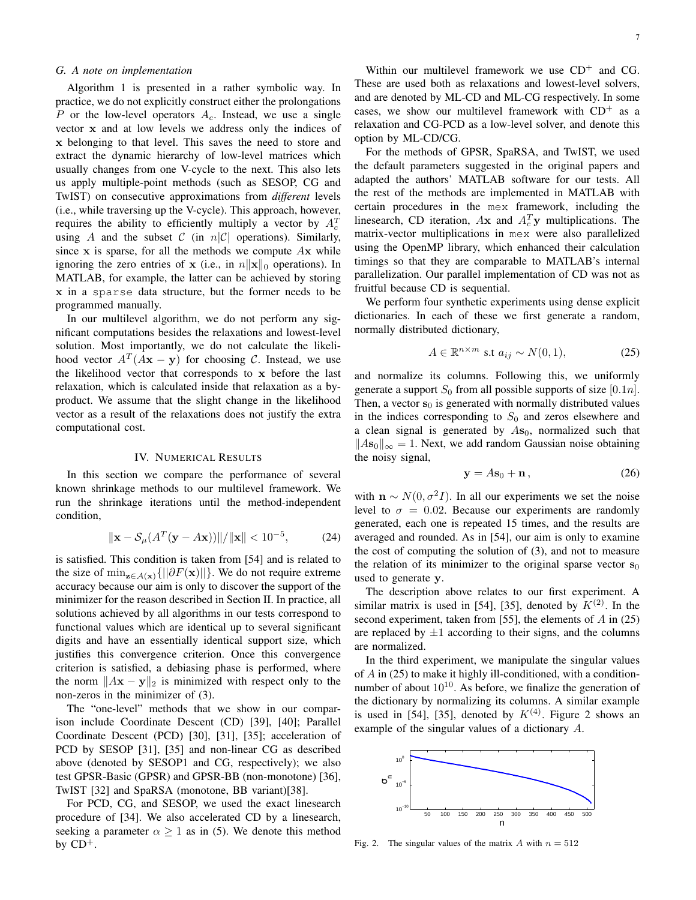### G. A note on implementation

Algorithm 1 is presented in a rather symbolic way. In practice, we do not explicitly construct either the prolongations $P$ or the low-level operators $A_c$. Instead, we use a single vector $\mathbf{x}$ and at low levels we address only the indices of $\mathbf{x}$ belonging to that level. This saves the need to store and extract the dynamic hierarchy of low-level matrices which usually changes from one V-cycle to the next. This also lets us apply multiple-point methods (such as SESOP, CG and TwIST) on consecutive approximations from *different* levels (i.e., while traversing up the V-cycle). This approach, however, requires the ability to efficiently multiply a vector by $A_c^T$ using $A$ and the subset $\mathcal{C}$ (in $n|\mathcal{C}|$ operations). Similarly, since $\mathbf{x}$ is sparse, for all the methods we compute $A\mathbf{x}$ while ignoring the zero entries of $\mathbf{x}$ (i.e., in $n\|\mathbf{x}\|_0$ operations). In MATLAB, for example, the latter can be achieved by storing $\mathbf{x}$ in a `sparse` data structure, but the former needs to be programmed manually.

In our multilevel algorithm, we do not perform any significant computations besides the relaxations and lowest-level solution. Most importantly, we do not calculate the likelihood vector $A^T(A\mathbf{x}-\mathbf{y})$ for choosing $\mathcal{C}$. Instead, we use the likelihood vector that corresponds to $\mathbf{x}$ before the last relaxation, which is calculated inside that relaxation as a by-product. We assume that the slight change in the likelihood vector as a result of the relaxations does not justify the extra computational cost.

## IV. Numerical Results

In this section we compare the performance of several known shrinkage methods to our multilevel framework. We run the shrinkage iterations until the method-independent condition,

$$\|\mathbf{x} - \mathcal{S}_\mu(A^T(\mathbf{y} - A\mathbf{x}))\|/\|\mathbf{x}\| < 10^{-5}, \tag{24}$$

is satisfied. This condition is taken from [54] and is related to the size of $\min_{\mathbf{z}\in\mathcal{A}(\mathbf{x})}\{||\partial F(\mathbf{x})||\}$. We do not require extreme accuracy because our aim is only to discover the support of the minimizer for the reason described in Section II. In practice, all solutions achieved by all algorithms in our tests correspond to functional values which are identical up to several significant digits and have an essentially identical support size, which justifies this convergence criterion. Once this convergence criterion is satisfied, a debiasing phase is performed, where the norm $\|A\mathbf{x}-\mathbf{y}\|_2$ is minimized with respect only to the non-zeros in the minimizer of (3).

The "one-level" methods that we show in our comparison include Coordinate Descent (CD) [39], [40]; Parallel Coordinate Descent (PCD) [30], [31], [35]; acceleration of PCD by SESOP [31], [35] and non-linear CG as described above (denoted by SESOP1 and CG, respectively); we also test GPSR-Basic (GPSR) and GPSR-BB (non-monotone) [36], TwIST [32] and SpaRSA (monotone, BB variant)[38].

For PCD, CG, and SESOP, we used the exact linesearch procedure of [34]. We also accelerated CD by a linesearch, seeking a parameter $\alpha \geq 1$ as in (5). We denote this method by CD$^+$.

Within our multilevel framework we use CD$^+$ and CG. These are used both as relaxations and lowest-level solvers, and are denoted by ML-CD and ML-CG respectively. In some cases, we show our multilevel framework with CD$^+$ as a relaxation and CG-PCD as a low-level solver, and denote this option by ML-CD/CG.

For the methods of GPSR, SpaRSA, and TwIST, we used the default parameters suggested in the original papers and adapted the authors' MATLAB software for our tests. All the rest of the methods are implemented in MATLAB with certain procedures in the `mex` framework, including the linesearch, CD iteration, $A\mathbf{x}$ and $A_c^T\mathbf{y}$ multiplications. The matrix-vector multiplications in `mex` were also parallelized using the OpenMP library, which enhanced their calculation timings so that they are comparable to MATLAB's internal parallelization. Our parallel implementation of CD was not as fruitful because CD is sequential.

We perform four synthetic experiments using dense explicit dictionaries. In each of these we first generate a random, normally distributed dictionary,

$$A \in \mathbb{R}^{n\times m} \text{ s.t } a_{ij} \sim N(0,1), \tag{25}$$

and normalize its columns. Following this, we uniformly generate a support $S_0$ from all possible supports of size $[0.1n]$. Then, a vector $\mathbf{s}_0$ is generated with normally distributed values in the indices corresponding to $S_0$ and zeros elsewhere and a clean signal is generated by $A\mathbf{s}_0$, normalized such that $\|A\mathbf{s}_0\|_\infty = 1$. Next, we add random Gaussian noise obtaining the noisy signal,

$$\mathbf{y} = A\mathbf{s}_0 + \mathbf{n}\,, \tag{26}$$

with $\mathbf{n} \sim N(0, \sigma^2 I)$. In all our experiments we set the noise level to $\sigma = 0.02$. Because our experiments are randomly generated, each one is repeated 15 times, and the results are averaged and rounded. As in [54], our aim is only to examine the cost of computing the solution of (3), and not to measure the relation of its minimizer to the original sparse vector $\mathbf{s}_0$ used to generate $\mathbf{y}$.

The description above relates to our first experiment. A similar matrix is used in [54], [35], denoted by $K^{(2)}$. In the second experiment, taken from [55], the elements of $A$ in (25) are replaced by $\pm 1$ according to their signs, and the columns are normalized.

In the third experiment, we manipulate the singular values of $A$ in (25) to make it highly ill-conditioned, with a condition-number of about $10^{10}$. As before, we finalize the generation of the dictionary by normalizing its columns. A similar example is used in [54], [35], denoted by $K^{(4)}$. Figure 2 shows an example of the singular values of a dictionary $A$.

Fig. 2. The singular values of the matrix $A$ with $n = 512$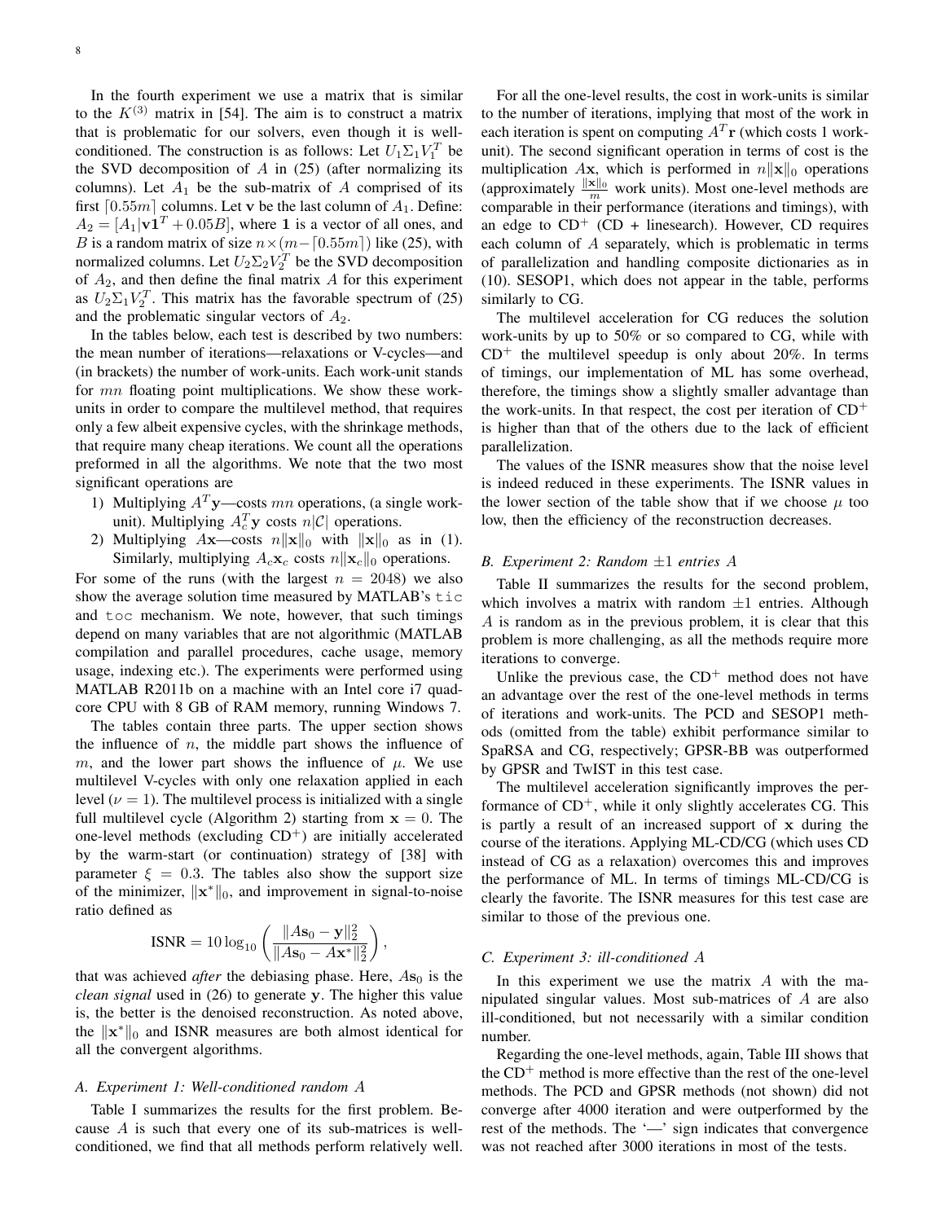In the fourth experiment we use a matrix that is similar to the $K^{(3)}$ matrix in [54]. The aim is to construct a matrix that is problematic for our solvers, even though it is well-conditioned. The construction is as follows: Let $U_1\Sigma_1 V_1^T$ be the SVD decomposition of $A$ in (25) (after normalizing its columns). Let $A_1$ be the sub-matrix of $A$ comprised of its first $\lceil 0.55m \rceil$ columns. Let $\mathbf{v}$ be the last column of $A_1$. Define: $A_2 = [A_1 | \mathbf{v}\mathbf{1}^T + 0.05B]$, where $\mathbf{1}$ is a vector of all ones, and $B$ is a random matrix of size $n \times (m - \lceil 0.55m \rceil)$ like (25), with normalized columns. Let $U_2\Sigma_2 V_2^T$ be the SVD decomposition of $A_2$, and then define the final matrix $A$ for this experiment as $U_2\Sigma_1 V_2^T$. This matrix has the favorable spectrum of (25) and the problematic singular vectors of $A_2$.

In the tables below, each test is described by two numbers: the mean number of iterations—relaxations or V-cycles—and (in brackets) the number of work-units. Each work-unit stands for $mn$ floating point multiplications. We show these work-units in order to compare the multilevel method, that requires only a few albeit expensive cycles, with the shrinkage methods, that require many cheap iterations. We count all the operations preformed in all the algorithms. We note that the two most significant operations are

1) Multiplying $A^T\mathbf{y}$—costs $mn$ operations, (a single work-unit). Multiplying $A_c^T\mathbf{y}$ costs $n|\mathcal{C}|$ operations.
2) Multiplying $A\mathbf{x}$—costs $n\|\mathbf{x}\|_0$ with $\|\mathbf{x}\|_0$ as in (1). Similarly, multiplying $A_c\mathbf{x}_c$ costs $n\|\mathbf{x}_c\|_0$ operations.

For some of the runs (with the largest $n = 2048$) we also show the average solution time measured by MATLAB's `tic` and `toc` mechanism. We note, however, that such timings depend on many variables that are not algorithmic (MATLAB compilation and parallel procedures, cache usage, memory usage, indexing etc.). The experiments were performed using MATLAB R2011b on a machine with an Intel core i7 quad-core CPU with 8 GB of RAM memory, running Windows 7.

The tables contain three parts. The upper section shows the influence of $n$, the middle part shows the influence of $m$, and the lower part shows the influence of $\mu$. We use multilevel V-cycles with only one relaxation applied in each level ($\nu = 1$). The multilevel process is initialized with a single full multilevel cycle (Algorithm 2) starting from $\mathbf{x} = 0$. The one-level methods (excluding CD$^+$) are initially accelerated by the warm-start (or continuation) strategy of [38] with parameter $\xi = 0.3$. The tables also show the support size of the minimizer, $\|\mathbf{x}^*\|_0$, and improvement in signal-to-noise ratio defined as

$$\text{ISNR} = 10\log_{10}\left(\frac{\|A\mathbf{s}_0 - \mathbf{y}\|_2^2}{\|A\mathbf{s}_0 - A\mathbf{x}^*\|_2^2}\right),$$

that was achieved *after* the debiasing phase. Here, $A\mathbf{s}_0$ is the *clean signal* used in (26) to generate $\mathbf{y}$. The higher this value is, the better is the denoised reconstruction. As noted above, the $\|\mathbf{x}^*\|_0$ and ISNR measures are both almost identical for all the convergent algorithms.

### A. Experiment 1: Well-conditioned random A

Table I summarizes the results for the first problem. Because $A$ is such that every one of its sub-matrices is well-conditioned, we find that all methods perform relatively well.

For all the one-level results, the cost in work-units is similar to the number of iterations, implying that most of the work in each iteration is spent on computing $A^T\mathbf{r}$ (which costs 1 work-unit). The second significant operation in terms of cost is the multiplication $A\mathbf{x}$, which is performed in $n\|\mathbf{x}\|_0$ operations (approximately $\frac{\|\mathbf{x}\|_0}{m}$ work units). Most one-level methods are comparable in their performance (iterations and timings), with an edge to CD$^+$ (CD + linesearch). However, CD requires each column of $A$ separately, which is problematic in terms of parallelization and handling composite dictionaries as in (10). SESOP1, which does not appear in the table, performs similarly to CG.

The multilevel acceleration for CG reduces the solution work-units by up to 50% or so compared to CG, while with CD$^+$ the multilevel speedup is only about 20%. In terms of timings, our implementation of ML has some overhead, therefore, the timings show a slightly smaller advantage than the work-units. In that respect, the cost per iteration of CD$^+$ is higher than that of the others due to the lack of efficient parallelization.

The values of the ISNR measures show that the noise level is indeed reduced in these experiments. The ISNR values in the lower section of the table show that if we choose $\mu$ too low, then the efficiency of the reconstruction decreases.

### B. Experiment 2: Random $\pm 1$ entries A

Table II summarizes the results for the second problem, which involves a matrix with random $\pm 1$ entries. Although $A$ is random as in the previous problem, it is clear that this problem is more challenging, as all the methods require more iterations to converge.

Unlike the previous case, the CD$^+$ method does not have an advantage over the rest of the one-level methods in terms of iterations and work-units. The PCD and SESOP1 methods (omitted from the table) exhibit performance similar to SpaRSA and CG, respectively; GPSR-BB was outperformed by GPSR and TwIST in this test case.

The multilevel acceleration significantly improves the performance of CD$^+$, while it only slightly accelerates CG. This is partly a result of an increased support of $\mathbf{x}$ during the course of the iterations. Applying ML-CD/CG (which uses CD instead of CG as a relaxation) overcomes this and improves the performance of ML. In terms of timings ML-CD/CG is clearly the favorite. The ISNR measures for this test case are similar to those of the previous one.

### C. Experiment 3: ill-conditioned A

In this experiment we use the matrix $A$ with the manipulated singular values. Most sub-matrices of $A$ are also ill-conditioned, but not necessarily with a similar condition number.

Regarding the one-level methods, again, Table III shows that the CD$^+$ method is more effective than the rest of the one-level methods. The PCD and GPSR methods (not shown) did not converge after 4000 iteration and were outperformed by the rest of the methods. The '—' sign indicates that convergence was not reached after 3000 iterations in most of the tests.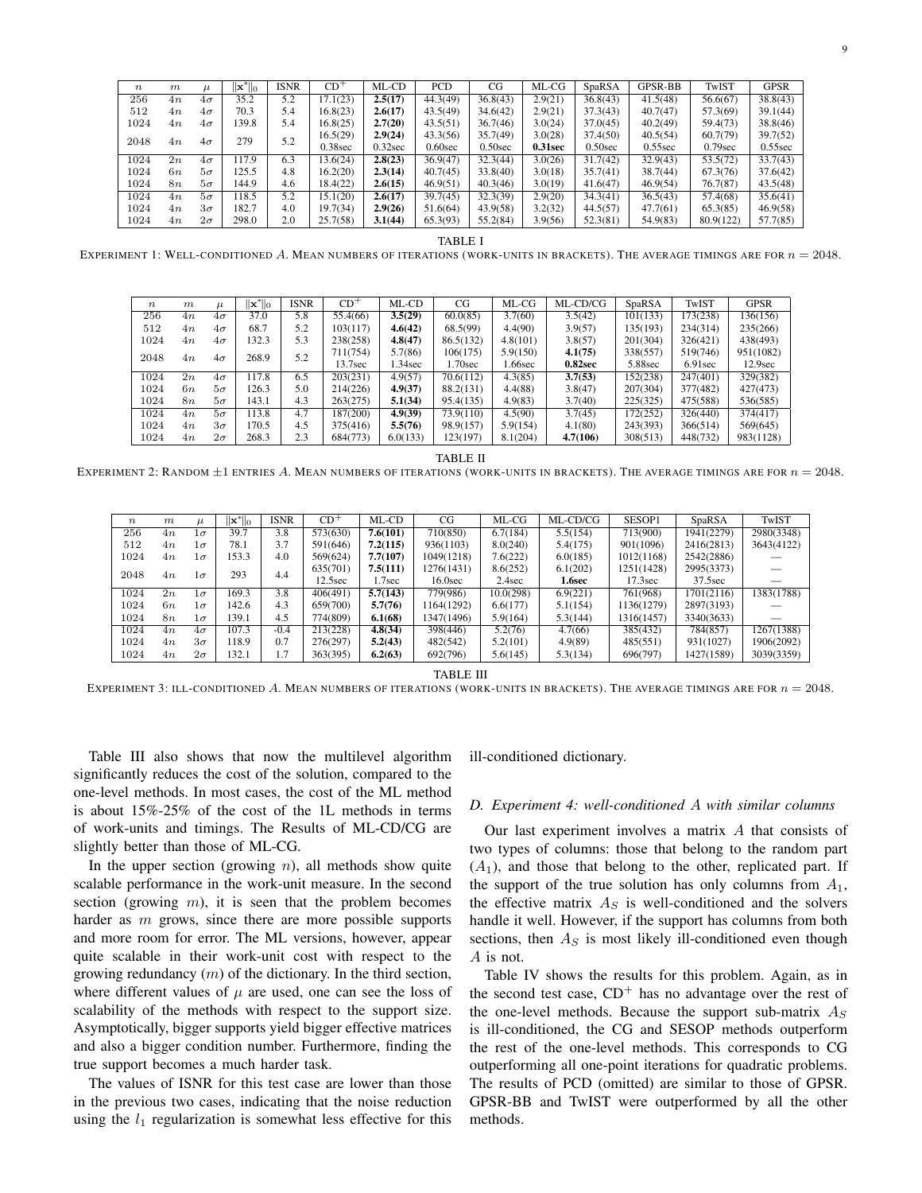| $n$ | $m$ | $\mu$ | $\|\mathbf{x}^*\|_0$ | ISNR | CD$^+$ | ML-CD | PCD | CG | ML-CG | SpaRSA | GPSR-BB | TwIST | GPSR |
|---|---|---|---|---|---|---|---|---|---|---|---|---|---|
| 256 | $4n$ | $4\sigma$ | 35.2 | 5.2 | 17.1(23) | **2.5(17)** | 44.3(49) | 36.8(43) | 2.9(21) | 36.8(43) | 41.5(48) | 56.6(67) | 38.8(43) |
| 512 | $4n$ | $4\sigma$ | 70.3 | 5.4 | 16.8(23) | **2.6(17)** | 43.5(49) | 34.6(42) | 2.9(21) | 37.3(43) | 40.7(47) | 57.3(69) | 39.1(44) |
| 1024 | $4n$ | $4\sigma$ | 139.8 | 5.4 | 16.8(25) | **2.7(20)** | 43.5(51) | 36.7(46) | 3.0(24) | 37.0(45) | 40.2(49) | 59.4(73) | 38.8(46) |
| 2048 | $4n$ | $4\sigma$ | 279 | 5.2 | 16.5(29) | **2.9(24)** | 43.3(56) | 35.7(49) | 3.0(28) | 37.4(50) | 40.5(54) | 60.7(79) | 39.7(52) |
| | | | | | 0.38sec | 0.32sec | 0.60sec | 0.50sec | **0.31sec** | 0.50sec | 0.55sec | 0.79sec | 0.55sec |
| 1024 | $2n$ | $4\sigma$ | 117.9 | 6.3 | 13.6(24) | **2.8(23)** | 36.9(47) | 32.3(44) | 3.0(26) | 31.7(42) | 32.9(43) | 53.5(72) | 33.7(43) |
| 1024 | $6n$ | $5\sigma$ | 125.5 | 4.8 | 16.2(20) | **2.3(14)** | 40.7(45) | 33.8(40) | 3.0(18) | 35.7(41) | 38.7(44) | 67.3(76) | 37.6(42) |
| 1024 | $8n$ | $5\sigma$ | 144.9 | 4.6 | 18.4(22) | **2.6(15)** | 46.9(51) | 40.3(46) | 3.0(19) | 41.6(47) | 46.9(54) | 76.7(87) | 43.5(48) |
| 1024 | $4n$ | $5\sigma$ | 118.5 | 5.2 | 15.1(20) | **2.6(17)** | 39.7(45) | 32.3(39) | 2.9(20) | 34.3(41) | 36.5(43) | 57.4(68) | 35.6(41) |
| 1024 | $4n$ | $3\sigma$ | 182.7 | 4.0 | 19.7(34) | **2.9(26)** | 51.6(64) | 43.9(58) | 3.2(32) | 44.5(57) | 47.7(61) | 65.3(85) | 46.9(58) |
| 1024 | $4n$ | $2\sigma$ | 298.0 | 2.0 | 25.7(58) | **3.1(44)** | 65.3(93) | 55.2(84) | 3.9(56) | 52.3(81) | 54.9(83) | 80.9(122) | 57.7(85) |

TABLE I

EXPERIMENT 1: WELL-CONDITIONED $A$. MEAN NUMBERS OF ITERATIONS (WORK-UNITS IN BRACKETS). THE AVERAGE TIMINGS ARE FOR $n = 2048$.

| $n$ | $m$ | $\mu$ | $\|\mathbf{x}^*\|_0$ | ISNR | CD$^+$ | ML-CD | CG | ML-CG | ML-CD/CG | SpaRSA | TwIST | GPSR |
|---|---|---|---|---|---|---|---|---|---|---|---|---|
| 256 | $4n$ | $4\sigma$ | 37.0 | 5.8 | 55.4(66) | **3.5(29)** | 60.0(85) | 3.7(60) | 3.5(42) | 101(133) | 173(238) | 136(156) |
| 512 | $4n$ | $4\sigma$ | 68.7 | 5.2 | 103(117) | **4.6(42)** | 68.5(99) | 4.4(90) | 3.9(57) | 135(193) | 234(314) | 235(266) |
| 1024 | $4n$ | $4\sigma$ | 132.3 | 5.3 | 238(258) | **4.8(47)** | 86.5(132) | 4.8(101) | 3.8(57) | 201(304) | 326(421) | 438(493) |
| 2048 | $4n$ | $4\sigma$ | 268.9 | 5.2 | 711(754) | 5.7(86) | 106(175) | 5.9(150) | **4.1(75)** | 338(557) | 519(746) | 951(1082) |
| | | | | | 13.7sec | 1.34sec | 1.70sec | 1.66sec | **0.82sec** | 5.88sec | 6.91sec | 12.9sec |
| 1024 | $2n$ | $4\sigma$ | 117.8 | 6.5 | 203(231) | 4.9(57) | 70.6(112) | 4.3(85) | **3.7(53)** | 152(238) | 247(401) | 329(382) |
| 1024 | $6n$ | $5\sigma$ | 126.3 | 5.0 | 214(226) | **4.9(37)** | 88.2(131) | 4.4(88) | 3.8(47) | 207(304) | 377(482) | 427(473) |
| 1024 | $8n$ | $5\sigma$ | 143.1 | 4.3 | 263(275) | **5.1(34)** | 95.4(135) | 4.9(83) | 3.7(40) | 225(325) | 475(588) | 536(585) |
| 1024 | $4n$ | $5\sigma$ | 113.8 | 4.7 | 187(200) | **4.9(39)** | 73.9(110) | 4.5(90) | 3.7(45) | 172(252) | 326(440) | 374(417) |
| 1024 | $4n$ | $3\sigma$ | 170.5 | 4.5 | 375(416) | **5.5(76)** | 98.9(157) | 5.9(154) | 4.1(80) | 243(393) | 366(514) | 569(645) |
| 1024 | $4n$ | $2\sigma$ | 268.3 | 2.3 | 684(773) | 6.0(133) | 123(197) | 8.1(204) | **4.7(106)** | 308(513) | 448(732) | 983(1128) |

TABLE II

EXPERIMENT 2: RANDOM $\pm 1$ ENTRIES $A$. MEAN NUMBERS OF ITERATIONS (WORK-UNITS IN BRACKETS). THE AVERAGE TIMINGS ARE FOR $n = 2048$.

| $n$ | $m$ | $\mu$ | $\|\mathbf{x}^*\|_0$ | ISNR | CD$^+$ | ML-CD | CG | ML-CG | ML-CD/CG | SESOP1 | SpaRSA | TwIST |
|---|---|---|---|---|---|---|---|---|---|---|---|---|
| 256 | $4n$ | $1\sigma$ | 39.7 | 3.8 | 573(630) | **7.6(101)** | 710(850) | 6.7(184) | 5.5(154) | 713(900) | 1941(2279) | 2980(3348) |
| 512 | $4n$ | $1\sigma$ | 78.1 | 3.7 | 591(646) | **7.2(115)** | 936(1103) | 8.0(240) | 5.4(175) | 901(1096) | 2416(2813) | 3643(4122) |
| 1024 | $4n$ | $1\sigma$ | 153.3 | 4.0 | 569(624) | **7.7(107)** | 1049(1218) | 7.6(222) | 6.0(185) | 1012(1168) | 2542(2886) | — |
| 2048 | $4n$ | $1\sigma$ | 293 | 4.4 | 635(701) | **7.5(111)** | 1276(1431) | 8.6(252) | 6.1(202) | 1251(1428) | 2995(3373) | — |
| | | | | | 12.5sec | 1.7sec | 16.0sec | 2.4sec | **1.6sec** | 17.3sec | 37.5sec | — |
| 1024 | $2n$ | $1\sigma$ | 169.3 | 3.8 | 406(491) | **5.7(143)** | 779(986) | 10.0(298) | 6.9(221) | 761(968) | 1701(2116) | 1383(1788) |
| 1024 | $6n$ | $1\sigma$ | 142.6 | 4.3 | 659(700) | **5.7(76)** | 1164(1292) | 6.6(177) | 5.1(154) | 1136(1279) | 2897(3193) | — |
| 1024 | $8n$ | $1\sigma$ | 139.1 | 4.5 | 774(809) | **6.1(68)** | 1347(1496) | 5.9(164) | 5.3(144) | 1316(1457) | 3340(3633) | — |
| 1024 | $4n$ | $4\sigma$ | 107.3 | -0.4 | 213(228) | **4.8(34)** | 398(446) | 5.2(76) | 4.7(66) | 385(432) | 784(857) | 1267(1388) |
| 1024 | $4n$ | $3\sigma$ | 118.9 | 0.7 | 276(297) | **5.2(43)** | 482(542) | 5.2(101) | 4.9(89) | 485(551) | 931(1027) | 1906(2092) |
| 1024 | $4n$ | $2\sigma$ | 132.1 | 1.7 | 363(395) | **6.2(63)** | 692(796) | 5.6(145) | 5.3(134) | 696(797) | 1427(1589) | 3039(3359) |

TABLE III

EXPERIMENT 3: ILL-CONDITIONED $A$. MEAN NUMBERS OF ITERATIONS (WORK-UNITS IN BRACKETS). THE AVERAGE TIMINGS ARE FOR $n = 2048$.

Table III also shows that now the multilevel algorithm significantly reduces the cost of the solution, compared to the one-level methods. In most cases, the cost of the ML method is about 15%-25% of the cost of the 1L methods in terms of work-units and timings. The Results of ML-CD/CG are slightly better than those of ML-CG.

In the upper section (growing $n$), all methods show quite scalable performance in the work-unit measure. In the second section (growing $m$), it is seen that the problem becomes harder as $m$ grows, since there are more possible supports and more room for error. The ML versions, however, appear quite scalable in their work-unit cost with respect to the growing redundancy ($m$) of the dictionary. In the third section, where different values of $\mu$ are used, one can see the loss of scalability of the methods with respect to the support size. Asymptotically, bigger supports yield bigger effective matrices and also a bigger condition number. Furthermore, finding the true support becomes a much harder task.

The values of ISNR for this test case are lower than those in the previous two cases, indicating that the noise reduction using the $l_1$ regularization is somewhat less effective for this ill-conditioned dictionary.

### D. Experiment 4: well-conditioned $A$ with similar columns

Our last experiment involves a matrix $A$ that consists of two types of columns: those that belong to the random part ($A_1$), and those that belong to the other, replicated part. If the support of the true solution has only columns from $A_1$, the effective matrix $A_S$ is well-conditioned and the solvers handle it well. However, if the support has columns from both sections, then $A_S$ is most likely ill-conditioned even though $A$ is not.

Table IV shows the results for this problem. Again, as in the second test case, CD$^+$ has no advantage over the rest of the one-level methods. Because the support sub-matrix $A_S$ is ill-conditioned, the CG and SESOP methods outperform the rest of the one-level methods. This corresponds to CG outperforming all one-point iterations for quadratic problems. The results of PCD (omitted) are similar to those of GPSR. GPSR-BB and TwIST were outperformed by all the other methods.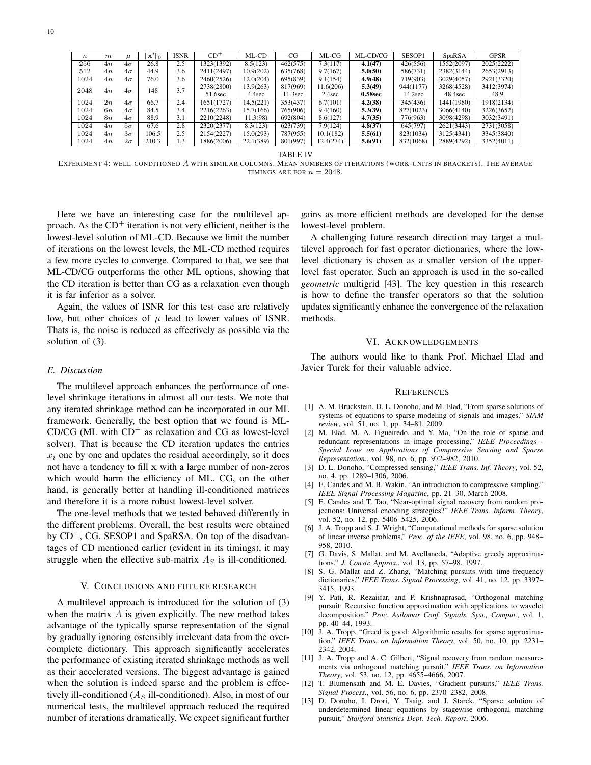| $n$ | $m$ | $\mu$ | $\|\mathbf{x}^*\|_0$ | ISNR | CD$^+$ | ML-CD | CG | ML-CG | ML-CD/CG | SESOP1 | SpaRSA | GPSR |
|---|---|---|---|---|---|---|---|---|---|---|---|---|
| 256 | $4n$ | $4\sigma$ | 26.8 | 2.5 | 1323(1392) | 8.5(123) | 462(575) | 7.3(117) | **4.1(47)** | 426(556) | 1552(2097) | 2025(2222) |
| 512 | $4n$ | $4\sigma$ | 44.9 | 3.6 | 2411(2497) | 10.9(202) | 635(768) | 9.7(167) | **5.0(50)** | 586(731) | 2382(3144) | 2653(2913) |
| 1024 | $4n$ | $4\sigma$ | 76.0 | 3.6 | 2460(2526) | 12.0(204) | 695(839) | 9.1(154) | **4.9(48)** | 719(903) | 3029(4057) | 2921(3320) |
| 2048 | $4n$ | $4\sigma$ | 148 | 3.7 | 2738(2800) 51.6sec | 13.9(263) 4.4sec | 817(969) 11.3sec | 11.6(206) 2.4sec | **5.3(49) 0.58sec** | 944(1177) 14.2sec | 3268(4528) 48.4sec | 3412(3974) 48.9 |
| 1024 | $2n$ | $4\sigma$ | 66.7 | 2.4 | 1651(1727) | 14.5(221) | 353(437) | 6.7(101) | **4.2(38)** | 345(436) | 1441(1980) | 1918(2134) |
| 1024 | $6n$ | $4\sigma$ | 84.5 | 3.4 | 2216(2263) | 15.7(166) | 765(906) | 9.4(160) | **5.3(39)** | 827(1023) | 3066(4140) | 3226(3652) |
| 1024 | $8n$ | $4\sigma$ | 88.9 | 3.1 | 2210(2248) | 11.3(98) | 692(804) | 8.6(127) | **4.7(35)** | 776(963) | 3098(4298) | 3032(3491) |
| 1024 | $4n$ | $5\sigma$ | 67.6 | 2.8 | 2320(2377) | 8.3(123) | 623(739) | 7.9(124) | **4.8(37)** | 645(797) | 2621(3443) | 2731(3058) |
| 1024 | $4n$ | $3\sigma$ | 106.5 | 2.5 | 2154(2227) | 15.0(293) | 787(955) | 10.1(182) | **5.5(61)** | 823(1034) | 3125(4341) | 3345(3840) |
| 1024 | $4n$ | $2\sigma$ | 210.3 | 1.3 | 1886(2006) | 22.1(389) | 801(997) | 12.4(274) | **5.6(91)** | 832(1068) | 2889(4292) | 3352(4011) |

TABLE IV

EXPERIMENT 4: WELL-CONDITIONED $A$ WITH SIMILAR COLUMNS. MEAN NUMBERS OF ITERATIONS (WORK-UNITS IN BRACKETS). THE AVERAGE TIMINGS ARE FOR $n = 2048$.

Here we have an interesting case for the multilevel approach. As the CD$^+$ iteration is not very efficient, neither is the lowest-level solution of ML-CD. Because we limit the number of iterations on the lowest levels, the ML-CD method requires a few more cycles to converge. Compared to that, we see that ML-CD/CG outperforms the other ML options, showing that the CD iteration is better than CG as a relaxation even though it is far inferior as a solver.

Again, the values of ISNR for this test case are relatively low, but other choices of $\mu$ lead to lower values of ISNR. Thats is, the noise is reduced as effectively as possible via the solution of (3).

### *E. Discussion*

The multilevel approach enhances the performance of one-level shrinkage iterations in almost all our tests. We note that any iterated shrinkage method can be incorporated in our ML framework. Generally, the best option that we found is ML-CD/CG (ML with CD$^+$ as relaxation and CG as lowest-level solver). That is because the CD iteration updates the entries $x_i$ one by one and updates the residual accordingly, so it does not have a tendency to fill $\mathbf{x}$ with a large number of non-zeros which would harm the efficiency of ML. CG, on the other hand, is generally better at handling ill-conditioned matrices and therefore it is a more robust lowest-level solver.

The one-level methods that we tested behaved differently in the different problems. Overall, the best results were obtained by CD$^+$, CG, SESOP1 and SpaRSA. On top of the disadvantages of CD mentioned earlier (evident in its timings), it may struggle when the effective sub-matrix $A_S$ is ill-conditioned.

## V. CONCLUSIONS AND FUTURE RESEARCH

A multilevel approach is introduced for the solution of (3) when the matrix $A$ is given explicitly. The new method takes advantage of the typically sparse representation of the signal by gradually ignoring ostensibly irrelevant data from the over-complete dictionary. This approach significantly accelerates the performance of existing iterated shrinkage methods as well as their accelerated versions. The biggest advantage is gained when the solution is indeed sparse and the problem is effectively ill-conditioned ($A_S$ ill-conditioned). Also, in most of our numerical tests, the multilevel approach reduced the required number of iterations dramatically. We expect significant further gains as more efficient methods are developed for the dense lowest-level problem.

A challenging future research direction may target a multilevel approach for fast operator dictionaries, where the low-level dictionary is chosen as a smaller version of the upper-level fast operator. Such an approach is used in the so-called *geometric* multigrid [43]. The key question in this research is how to define the transfer operators so that the solution updates significantly enhance the convergence of the relaxation methods.

## VI. ACKNOWLEDGEMENTS

The authors would like to thank Prof. Michael Elad and Javier Turek for their valuable advice.

## REFERENCES

[1] A. M. Bruckstein, D. L. Donoho, and M. Elad, “From sparse solutions of systems of equations to sparse modeling of signals and images,” *SIAM review*, vol. 51, no. 1, pp. 34–81, 2009.

[2] M. Elad, M. A. Figueiredo, and Y. Ma, “On the role of sparse and redundant representations in image processing,” *IEEE Proceedings - Special Issue on Applications of Compressive Sensing and Sparse Representation.*, vol. 98, no. 6, pp. 972–982, 2010.

[3] D. L. Donoho, “Compressed sensing,” *IEEE Trans. Inf. Theory*, vol. 52, no. 4, pp. 1289–1306, 2006.

[4] E. Candes and M. B. Wakin, “An introduction to compressive sampling,” *IEEE Signal Processing Magazine*, pp. 21–30, March 2008.

[5] E. Candes and T. Tao, “Near-optimal signal recovery from random projections: Universal encoding strategies?” *IEEE Trans. Inform. Theory*, vol. 52, no. 12, pp. 5406–5425, 2006.

[6] J. A. Tropp and S. J. Wright, “Computational methods for sparse solution of linear inverse problems,” *Proc. of the IEEE*, vol. 98, no. 6, pp. 948–958, 2010.

[7] G. Davis, S. Mallat, and M. Avellaneda, “Adaptive greedy approximations,” *J. Constr. Approx.*, vol. 13, pp. 57–98, 1997.

[8] S. G. Mallat and Z. Zhang, “Matching pursuits with time-frequency dictionaries,” *IEEE Trans. Signal Processing*, vol. 41, no. 12, pp. 3397–3415, 1993.

[9] Y. Pati, R. Rezaiifar, and P. Krishnaprasad, “Orthogonal matching pursuit: Recursive function approximation with applications to wavelet decomposition,” *Proc. Asilomar Conf. Signals, Syst., Comput.*, vol. 1, pp. 40–44, 1993.

[10] J. A. Tropp, “Greed is good: Algorithmic results for sparse approximation,” *IEEE Trans. on Information Theory*, vol. 50, no. 10, pp. 2231–2342, 2004.

[11] J. A. Tropp and A. C. Gilbert, “Signal recovery from random measurements via orthogonal matching pursuit,” *IEEE Trans. on Information Theory*, vol. 53, no. 12, pp. 4655–4666, 2007.

[12] T. Blumensath and M. E. Davies, “Gradient pursuits,” *IEEE Trans. Signal Process.*, vol. 56, no. 6, pp. 2370–2382, 2008.

[13] D. Donoho, I. Drori, Y. Tsaig, and J. Starck, “Sparse solution of underdetermined linear equations by stagewise orthogonal matching pursuit,” *Stanford Statistics Dept. Tech. Report*, 2006.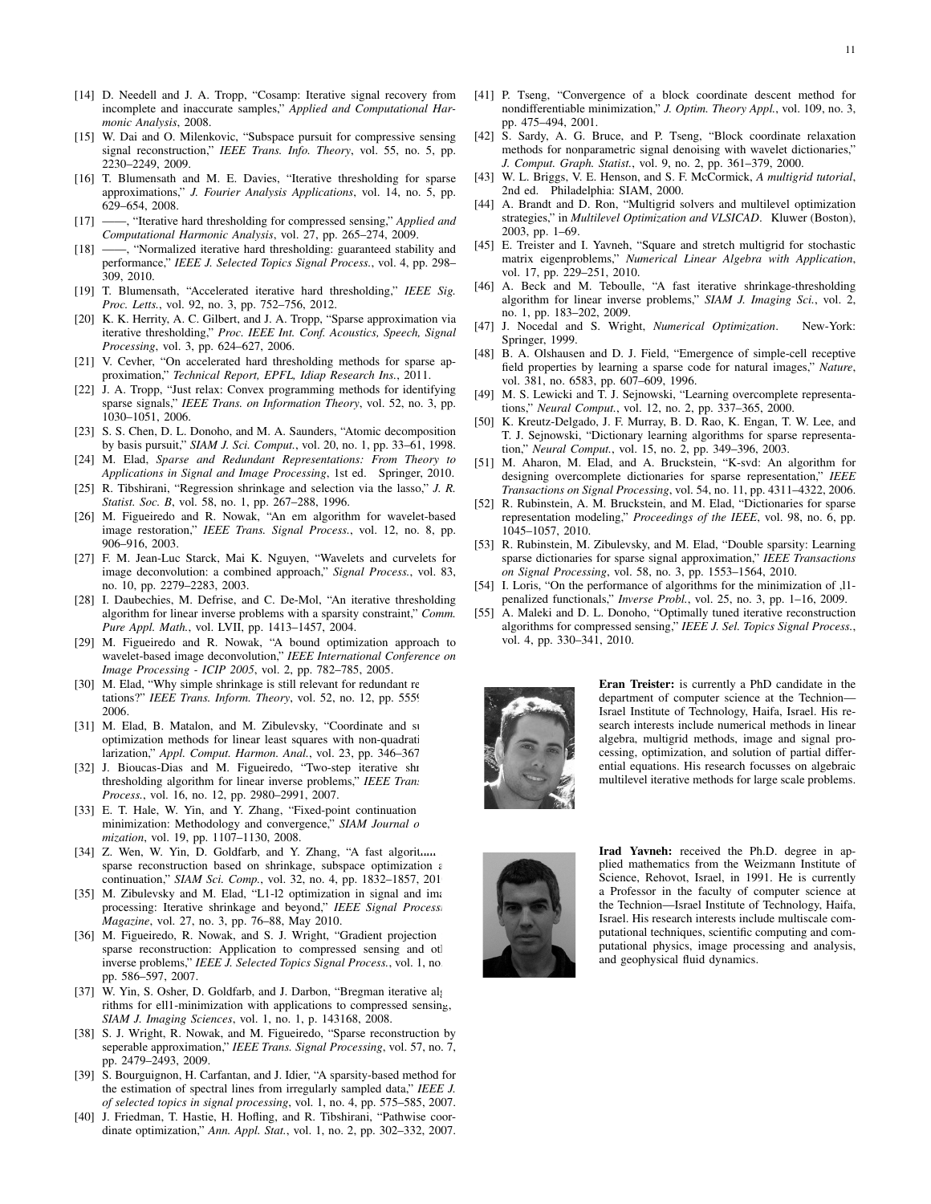[14] D. Needell and J. A. Tropp, "Cosamp: Iterative signal recovery from incomplete and inaccurate samples," *Applied and Computational Harmonic Analysis*, 2008.

[15] W. Dai and O. Milenkovic, "Subspace pursuit for compressive sensing signal reconstruction," *IEEE Trans. Info. Theory*, vol. 55, no. 5, pp. 2230–2249, 2009.

[16] T. Blumensath and M. E. Davies, "Iterative thresholding for sparse approximations," *J. Fourier Analysis Applications*, vol. 14, no. 5, pp. 629–654, 2008.

[17] ——, "Iterative hard thresholding for compressed sensing," *Applied and Computational Harmonic Analysis*, vol. 27, pp. 265–274, 2009.

[18] ——, "Normalized iterative hard thresholding: guaranteed stability and performance," *IEEE J. Selected Topics Signal Process.*, vol. 4, pp. 298–309, 2010.

[19] T. Blumensath, "Accelerated iterative hard thresholding," *IEEE Sig. Proc. Letts.*, vol. 92, no. 3, pp. 752–756, 2012.

[20] K. K. Herrity, A. C. Gilbert, and J. A. Tropp, "Sparse approximation via iterative thresholding," *Proc. IEEE Int. Conf. Acoustics, Speech, Signal Processing*, vol. 3, pp. 624–627, 2006.

[21] V. Cevher, "On accelerated hard thresholding methods for sparse approximation," *Technical Report, EPFL, Idiap Research Ins.*, 2011.

[22] J. A. Tropp, "Just relax: Convex programming methods for identifying sparse signals," *IEEE Trans. on Information Theory*, vol. 52, no. 3, pp. 1030–1051, 2006.

[23] S. S. Chen, D. L. Donoho, and M. A. Saunders, "Atomic decomposition by basis pursuit," *SIAM J. Sci. Comput.*, vol. 20, no. 1, pp. 33–61, 1998.

[24] M. Elad, *Sparse and Redundant Representations: From Theory to Applications in Signal and Image Processing*, 1st ed. Springer, 2010.

[25] R. Tibshirani, "Regression shrinkage and selection via the lasso," *J. R. Statist. Soc. B*, vol. 58, no. 1, pp. 267–288, 1996.

[26] M. Figueiredo and R. Nowak, "An em algorithm for wavelet-based image restoration," *IEEE Trans. Signal Process.*, vol. 12, no. 8, pp. 906–916, 2003.

[27] F. M. Jean-Luc Starck, Mai K. Nguyen, "Wavelets and curvelets for image deconvolution: a combined approach," *Signal Process.*, vol. 83, no. 10, pp. 2279–2283, 2003.

[28] I. Daubechies, M. Defrise, and C. De-Mol, "An iterative thresholding algorithm for linear inverse problems with a sparsity constraint," *Comm. Pure Appl. Math.*, vol. LVII, pp. 1413–1457, 2004.

[29] M. Figueiredo and R. Nowak, "A bound optimization approach to wavelet-based image deconvolution," *IEEE International Conference on Image Processing - ICIP 2005*, vol. 2, pp. 782–785, 2005.

[30] M. Elad, "Why simple shrinkage is still relevant for redundant re tations?" *IEEE Trans. Inform. Theory*, vol. 52, no. 12, pp. 555 2006.

[31] M. Elad, B. Matalon, and M. Zibulevsky, "Coordinate and su optimization methods for linear least squares with non-quadrati larization," *Appl. Comput. Harmon. Anal.*, vol. 23, pp. 346–367

[32] J. Bioucas-Dias and M. Figueiredo, "Two-step iterative shr thresholding algorithm for linear inverse problems," *IEEE Tran Process.*, vol. 16, no. 12, pp. 2980–2991, 2007.

[33] E. T. Hale, W. Yin, and Y. Zhang, "Fixed-point continuation minimization: Methodology and convergence," *SIAM Journal o mization*, vol. 19, pp. 1107–1130, 2008.

[34] Z. Wen, W. Yin, D. Goldfarb, and Y. Zhang, "A fast algorit sparse reconstruction based on shrinkage, subspace optimization a continuation," *SIAM Sci. Comp.*, vol. 32, no. 4, pp. 1832–1857, 201

[35] M. Zibulevsky and M. Elad, "L1-l2 optimization in signal and ima processing: Iterative shrinkage and beyond," *IEEE Signal Process Magazine*, vol. 27, no. 3, pp. 76–88, May 2010.

[36] M. Figueiredo, R. Nowak, and S. J. Wright, "Gradient projection sparse reconstruction: Application to compressed sensing and ot inverse problems," *IEEE J. Selected Topics Signal Process.*, vol. 1, no pp. 586–597, 2007.

[37] W. Yin, S. Osher, D. Goldfarb, and J. Darbon, "Bregman iterative al rithms for ell1-minimization with applications to compressed sensing, *SIAM J. Imaging Sciences*, vol. 1, no. 1, p. 143168, 2008.

[38] S. J. Wright, R. Nowak, and M. Figueiredo, "Sparse reconstruction by seperable approximation," *IEEE Trans. Signal Processing*, vol. 57, no. 7, pp. 2479–2493, 2009.

[39] S. Bourguignon, H. Carfantan, and J. Idier, "A sparsity-based method for the estimation of spectral lines from irregularly sampled data," *IEEE J. of selected topics in signal processing*, vol. 1, no. 4, pp. 575–585, 2007.

[40] J. Friedman, T. Hastie, H. Hofling, and R. Tibshirani, "Pathwise coordinate optimization," *Ann. Appl. Stat.*, vol. 1, no. 2, pp. 302–332, 2007.

[41] P. Tseng, "Convergence of a block coordinate descent method for nondifferentiable minimization," *J. Optim. Theory Appl.*, vol. 109, no. 3, pp. 475–494, 2001.

[42] S. Sardy, A. G. Bruce, and P. Tseng, "Block coordinate relaxation methods for nonparametric signal denoising with wavelet dictionaries," *J. Comput. Graph. Statist.*, vol. 9, no. 2, pp. 361–379, 2000.

[43] W. L. Briggs, V. E. Henson, and S. F. McCormick, *A multigrid tutorial*, 2nd ed. Philadelphia: SIAM, 2000.

[44] A. Brandt and D. Ron, "Multigrid solvers and multilevel optimization strategies," in *Multilevel Optimization and VLSICAD*. Kluwer (Boston), 2003, pp. 1–69.

[45] E. Treister and I. Yavneh, "Square and stretch multigrid for stochastic matrix eigenproblems," *Numerical Linear Algebra with Application*, vol. 17, pp. 229–251, 2010.

[46] A. Beck and M. Teboulle, "A fast iterative shrinkage-thresholding algorithm for linear inverse problems," *SIAM J. Imaging Sci.*, vol. 2, no. 1, pp. 183–202, 2009.

[47] J. Nocedal and S. Wright, *Numerical Optimization*. New-York: Springer, 1999.

[48] B. A. Olshausen and D. J. Field, "Emergence of simple-cell receptive field properties by learning a sparse code for natural images," *Nature*, vol. 381, no. 6583, pp. 607–609, 1996.

[49] M. S. Lewicki and T. J. Sejnowski, "Learning overcomplete representations," *Neural Comput.*, vol. 12, no. 2, pp. 337–365, 2000.

[50] K. Kreutz-Delgado, J. F. Murray, B. D. Rao, K. Engan, T. W. Lee, and T. J. Sejnowski, "Dictionary learning algorithms for sparse representation," *Neural Comput.*, vol. 15, no. 2, pp. 349–396, 2003.

[51] M. Aharon, M. Elad, and A. Bruckstein, "K-svd: An algorithm for designing overcomplete dictionaries for sparse representation," *IEEE Transactions on Signal Processing*, vol. 54, no. 11, pp. 4311–4322, 2006.

[52] R. Rubinstein, A. M. Bruckstein, and M. Elad, "Dictionaries for sparse representation modeling," *Proceedings of the IEEE*, vol. 98, no. 6, pp. 1045–1057, 2010.

[53] R. Rubinstein, M. Zibulevsky, and M. Elad, "Double sparsity: Learning sparse dictionaries for sparse signal approximation," *IEEE Transactions on Signal Processing*, vol. 58, no. 3, pp. 1553–1564, 2010.

[54] I. Loris, "On the performance of algorithms for the minimization of ,l1-penalized functionals," *Inverse Probl.*, vol. 25, no. 3, pp. 1–16, 2009.

[55] A. Maleki and D. L. Donoho, "Optimally tuned iterative reconstruction algorithms for compressed sensing," *IEEE J. Sel. Topics Signal Process.*, vol. 4, pp. 330–341, 2010.

**Eran Treister:** is currently a PhD candidate in the department of computer science at the Technion—Israel Institute of Technology, Haifa, Israel. His research interests include numerical methods in linear algebra, multigrid methods, image and signal processing, optimization, and solution of partial differential equations. His research focusses on algebraic multilevel iterative methods for large scale problems.

**Irad Yavneh:** received the Ph.D. degree in applied mathematics from the Weizmann Institute of Science, Rehovot, Israel, in 1991. He is currently a Professor in the faculty of computer science at the Technion—Israel Institute of Technology, Haifa, Israel. His research interests include multiscale computational techniques, scientific computing and computational physics, image processing and analysis, and geophysical fluid dynamics.